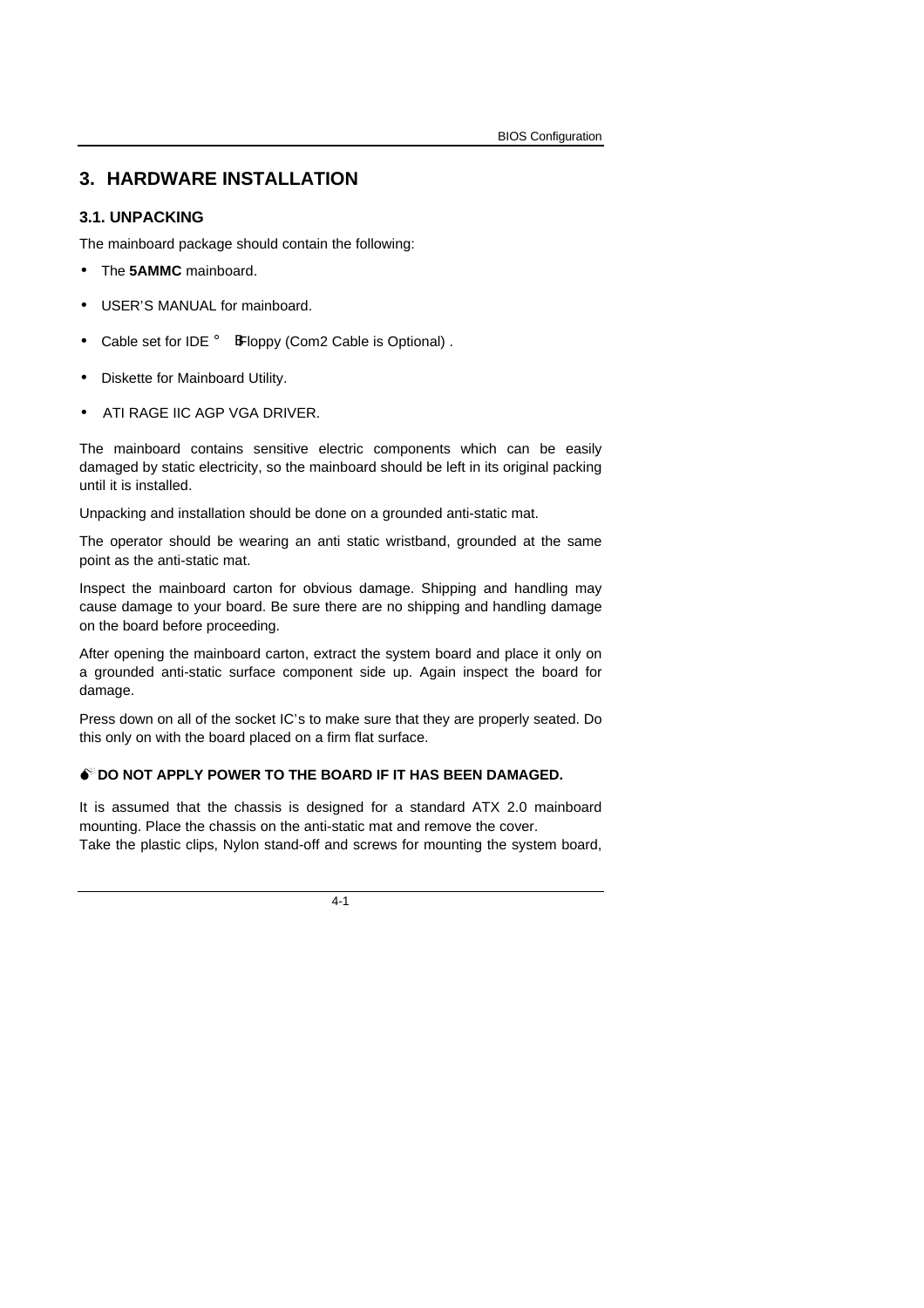# 3. HARDWARE INSTALLATION

## 3.1. UNPACKING

The mainboard package should contain the following:

- The **5AMMC** mainboard.
- USER'S MANUAL for mainboard.
- Cable set for IDE ° BFloppy (Com2 Cable is Optional) .
- Diskette for Mainboard Utility.
- ATI RAGE IIC AGP VGA DRIVER.

The mainboard contains sensitive electric components which can be easily damaged by static electricity, so the mainboard should be left in its original packing until it is installed.

Unpacking and installation should be done on a grounded anti-static mat.

The operator should be wearing an anti static wristband, grounded at the same point as the anti-static mat.

Inspect the mainboard carton for obvious damage. Shipping and handling may cause damage to your board. Be sure there are no shipping and handling damage on the board before proceeding.

After opening the mainboard carton, extract the system board and place it only on a grounded anti-static surface component side up. Again inspect the board for damage.

Press down on all of the socket IC's to make sure that they are properly seated. Do this only on with the board placed on a firm flat surface.

**DO NOT APPLY POWER TO THE BOARD IF IT HAS BEEN DAMAGED.**

It is assumed that the chassis is designed for a standard ATX 2.0 mainboard mounting. Place the chassis on the anti-static mat and remove the cover.
Take the plastic clips, Nylon stand-off and screws for mounting the system board,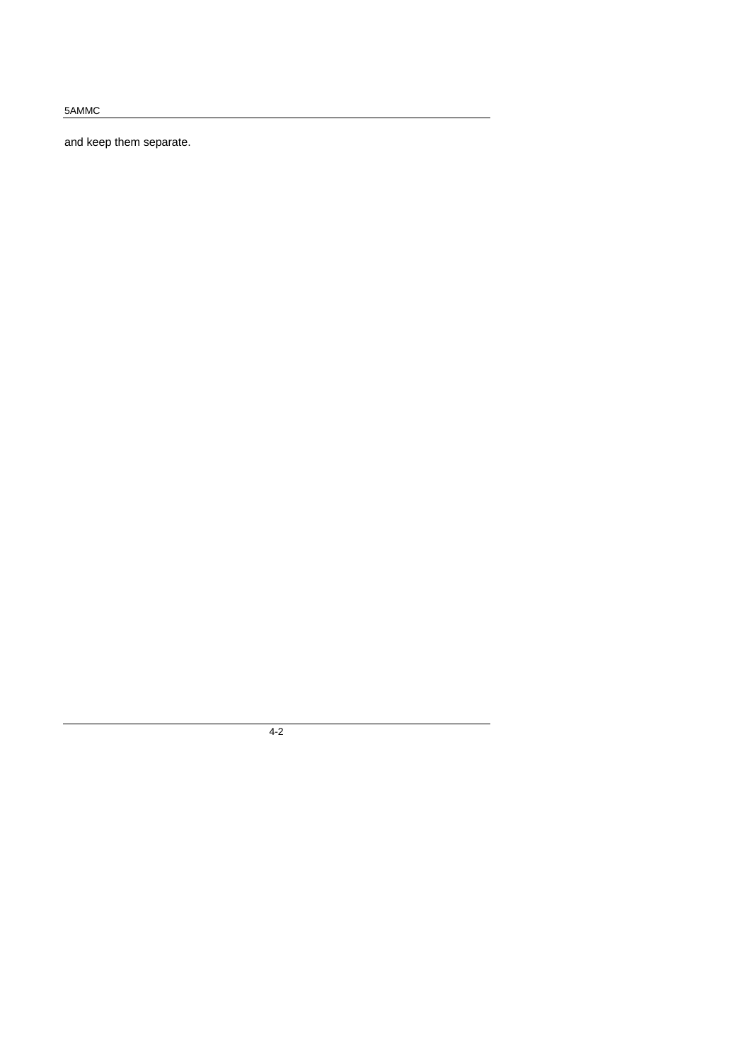and keep them separate.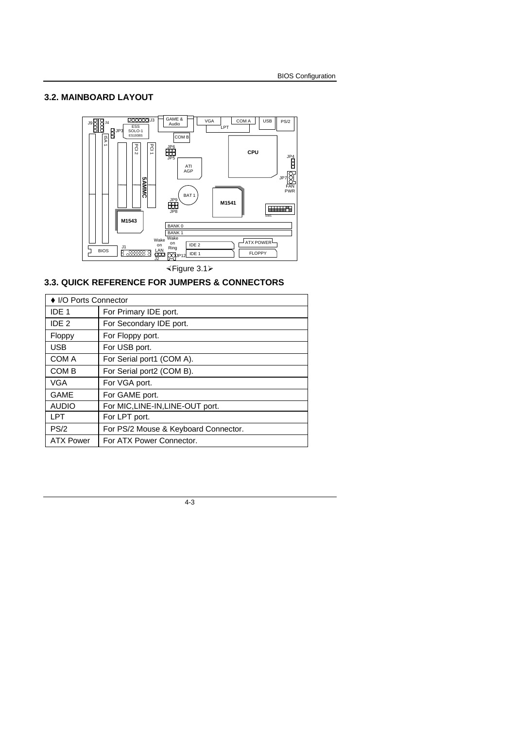## 3.2. MAINBOARD LAYOUT

⮜Figure 3.1⮞

## 3.3. QUICK REFERENCE FOR JUMPERS & CONNECTORS

| ♦ I/O Ports Connector | |
|---|---|
| IDE 1 | For Primary IDE port. |
| IDE 2 | For Secondary IDE port. |
| Floppy | For Floppy port. |
| USB | For USB port. |
| COM A | For Serial port1 (COM A). |
| COM B | For Serial port2 (COM B). |
| VGA | For VGA port. |
| GAME | For GAME port. |
| AUDIO | For MIC,LINE-IN,LINE-OUT port. |
| LPT | For LPT port. |
| PS/2 | For PS/2 Mouse & Keyboard Connector. |
| ATX Power | For ATX Power Connector. |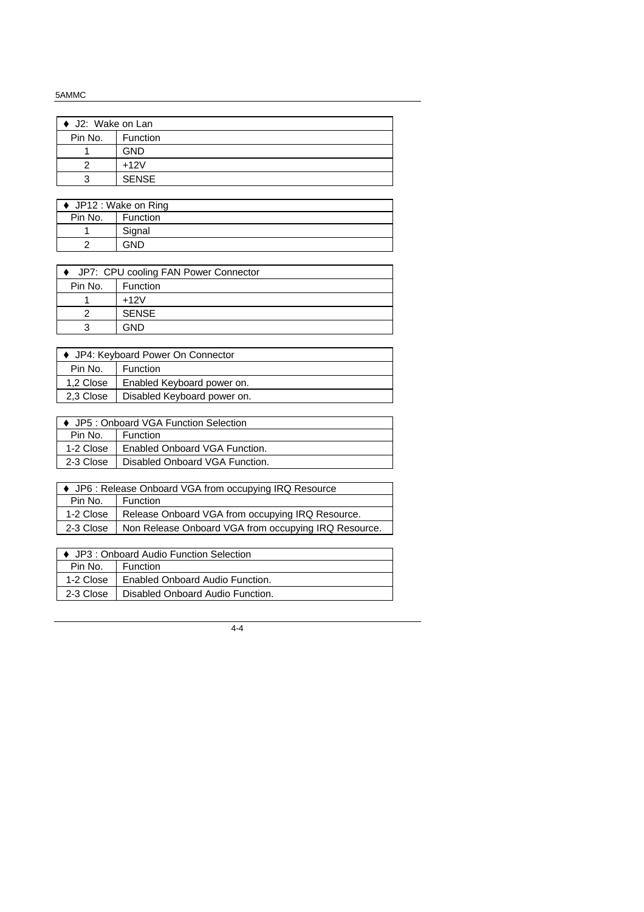| ♦ J2: Wake on Lan | |
|---|---|
| Pin No. | Function |
| 1 | GND |
| 2 | +12V |
| 3 | SENSE |

| ♦ JP12 : Wake on Ring | |
|---|---|
| Pin No. | Function |
| 1 | Signal |
| 2 | GND |

| ♦ JP7: CPU cooling FAN Power Connector | |
|---|---|
| Pin No. | Function |
| 1 | +12V |
| 2 | SENSE |
| 3 | GND |

| ♦ JP4: Keyboard Power On Connector | |
|---|---|
| Pin No. | Function |
| 1,2 Close | Enabled Keyboard power on. |
| 2,3 Close | Disabled Keyboard power on. |

| ♦ JP5 : Onboard VGA Function Selection | |
|---|---|
| Pin No. | Function |
| 1-2 Close | Enabled Onboard VGA Function. |
| 2-3 Close | Disabled Onboard VGA Function. |

| ♦ JP6 : Release Onboard VGA from occupying IRQ Resource | |
|---|---|
| Pin No. | Function |
| 1-2 Close | Release Onboard VGA from occupying IRQ Resource. |
| 2-3 Close | Non Release Onboard VGA from occupying IRQ Resource. |

| ♦ JP3 : Onboard Audio Function Selection | |
|---|---|
| Pin No. | Function |
| 1-2 Close | Enabled Onboard Audio Function. |
| 2-3 Close | Disabled Onboard Audio Function. |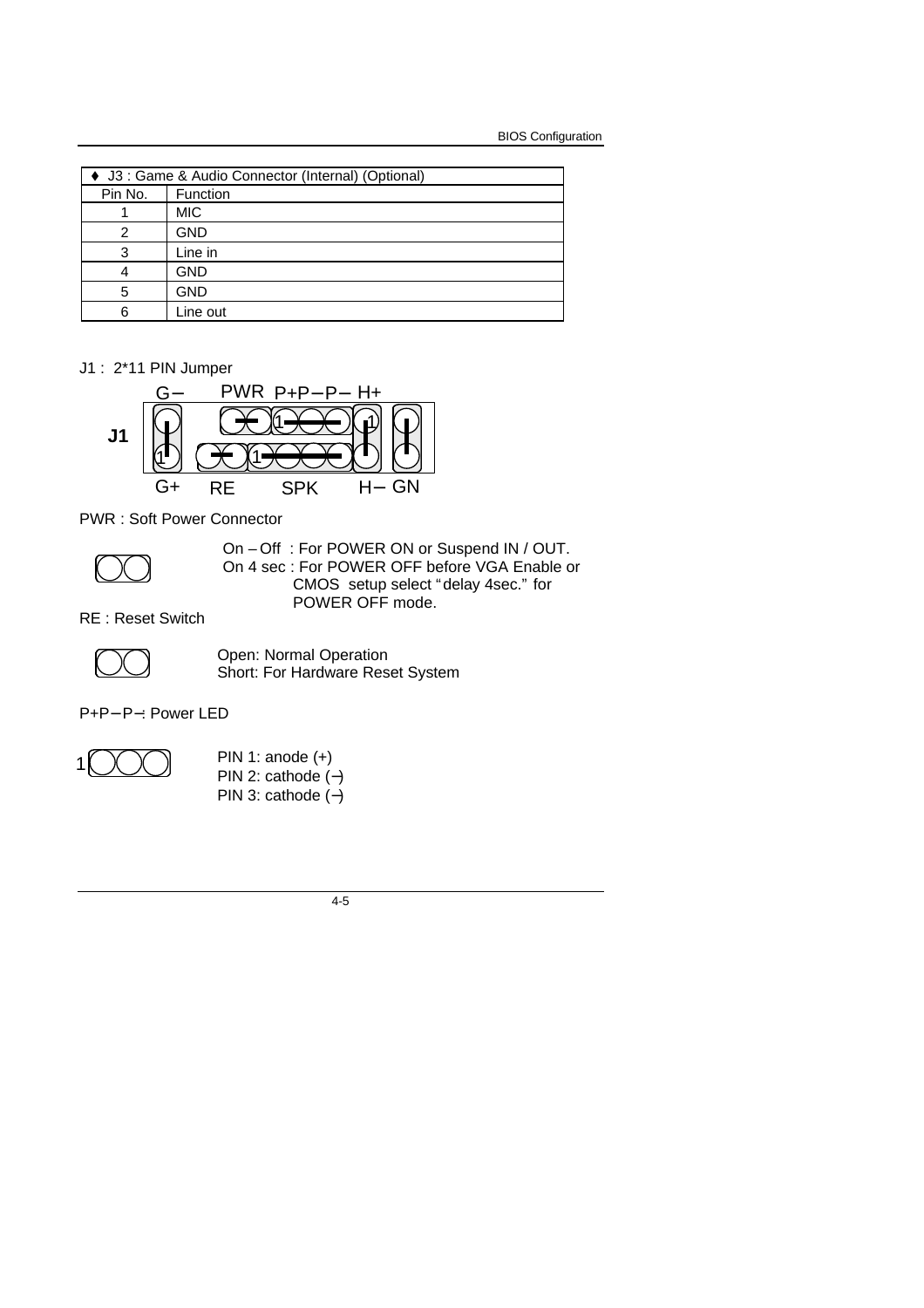| ♦ J3 : Game & Audio Connector (Internal) (Optional) | |
|---|---|
| Pin No. | Function |
| 1 | MIC |
| 2 | GND |
| 3 | Line in |
| 4 | GND |
| 5 | GND |
| 6 | Line out |

J1 : 2*11 PIN Jumper

G− PWR P+P−P− H+

J1

G+ RE SPK H− GN

PWR : Soft Power Connector

On – Off : For POWER ON or Suspend IN / OUT.
On 4 sec : For POWER OFF before VGA Enable or CMOS setup select "delay 4sec." for POWER OFF mode.

RE : Reset Switch

Open: Normal Operation
Short: For Hardware Reset System

P+P−P−: Power LED

PIN 1: anode (+)
PIN 2: cathode (−)
PIN 3: cathode (−)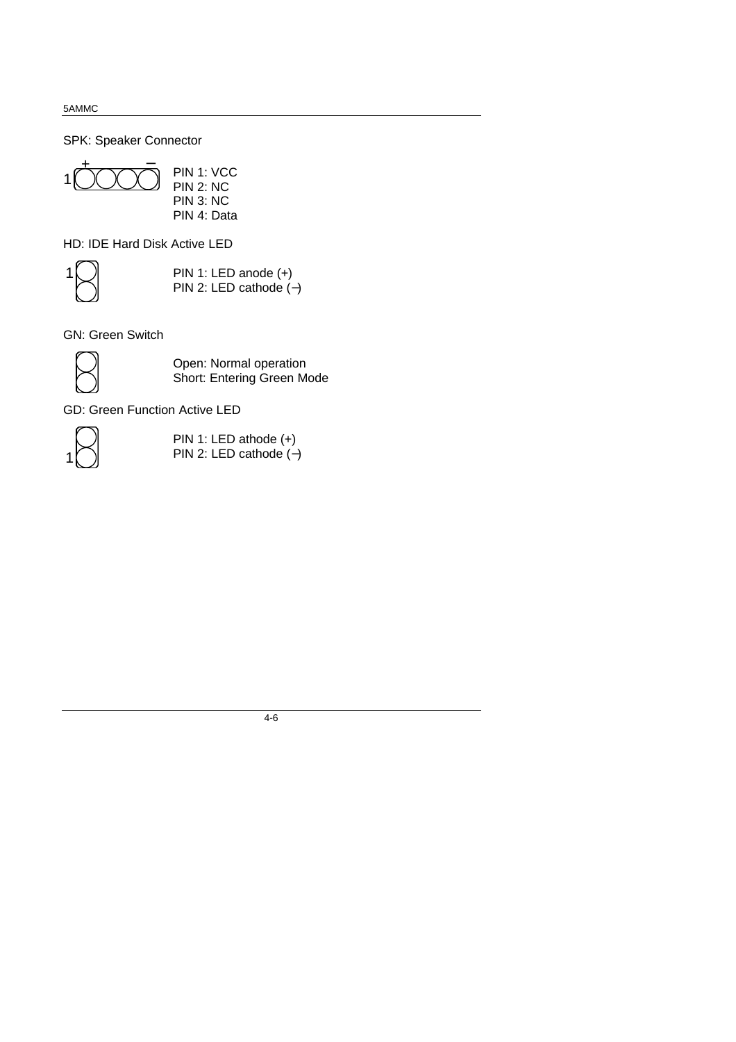SPK: Speaker Connector

+ −
1

PIN 1: VCC
PIN 2: NC
PIN 3: NC
PIN 4: Data

HD: IDE Hard Disk Active LED

1

PIN 1: LED anode (+)
PIN 2: LED cathode (−)

GN: Green Switch

Open: Normal operation
Short: Entering Green Mode

GD: Green Function Active LED

1

PIN 1: LED athode (+)
PIN 2: LED cathode (−)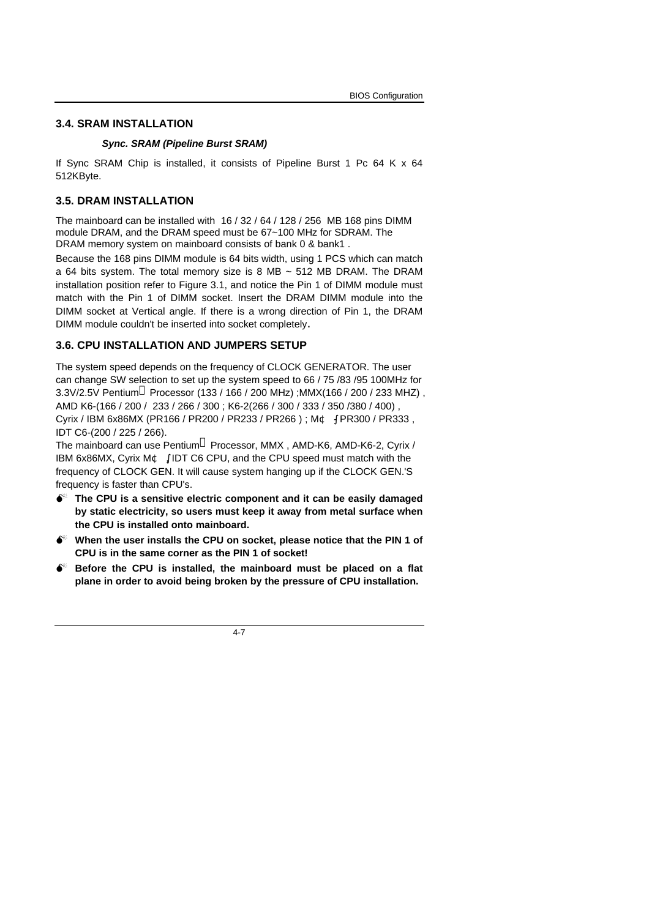## 3.4. SRAM INSTALLATION

***Sync. SRAM (Pipeline Burst SRAM)***

If Sync SRAM Chip is installed, it consists of Pipeline Burst 1 Pc 64 K x 64 512KByte.

## 3.5. DRAM INSTALLATION

The mainboard can be installed with 16 / 32 / 64 / 128 / 256 MB 168 pins DIMM module DRAM, and the DRAM speed must be 67~100 MHz for SDRAM. The DRAM memory system on mainboard consists of bank 0 & bank1 .

Because the 168 pins DIMM module is 64 bits width, using 1 PCS which can match a 64 bits system. The total memory size is 8 MB ~ 512 MB DRAM. The DRAM installation position refer to Figure 3.1, and notice the Pin 1 of DIMM module must match with the Pin 1 of DIMM socket. Insert the DRAM DIMM module into the DIMM socket at Vertical angle. If there is a wrong direction of Pin 1, the DRAM DIMM module couldn't be inserted into socket completely.

## 3.6. CPU INSTALLATION AND JUMPERS SETUP

The system speed depends on the frequency of CLOCK GENERATOR. The user can change SW selection to set up the system speed to 66 / 75 /83 /95 100MHz for 3.3V/2.5V Pentium Processor (133 / 166 / 200 MHz) ;MMX(166 / 200 / 233 MHZ) , AMD K6-(166 / 200 / 233 / 266 / 300 ; K6-2(266 / 300 / 333 / 350 /380 / 400) , Cyrix / IBM 6x86MX (PR166 / PR200 / PR233 / PR266 ) ; M¢ ∫PR300 / PR333 , IDT C6-(200 / 225 / 266).

The mainboard can use Pentium Processor, MMX , AMD-K6, AMD-K6-2, Cyrix / IBM 6x86MX, Cyrix M¢ ∫IDT C6 CPU, and the CPU speed must match with the frequency of CLOCK GEN. It will cause system hanging up if the CLOCK GEN.'S frequency is faster than CPU's.

- **The CPU is a sensitive electric component and it can be easily damaged by static electricity, so users must keep it away from metal surface when the CPU is installed onto mainboard.**
- **When the user installs the CPU on socket, please notice that the PIN 1 of CPU is in the same corner as the PIN 1 of socket!**
- **Before the CPU is installed, the mainboard must be placed on a flat plane in order to avoid being broken by the pressure of CPU installation.**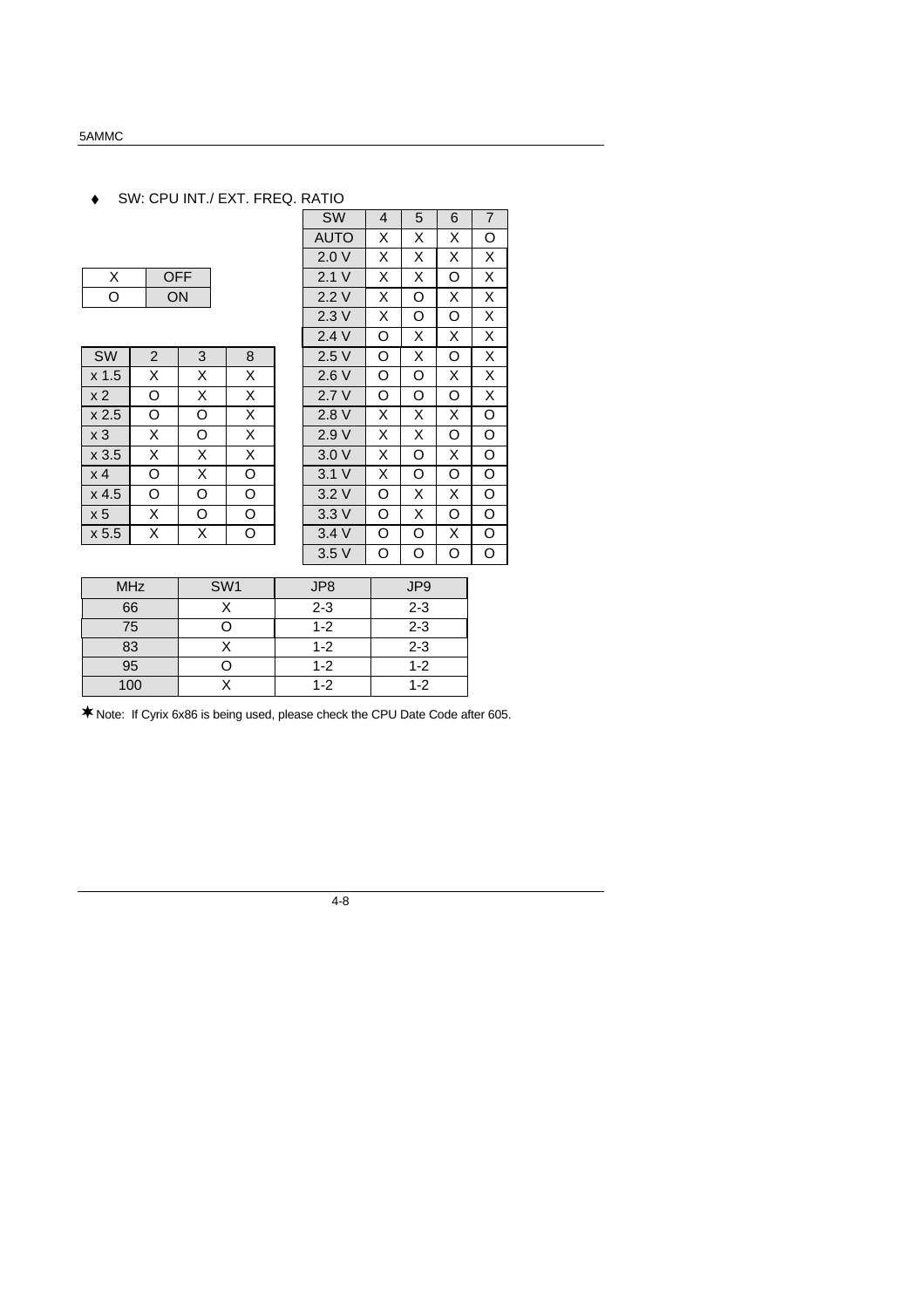♦ SW: CPU INT./ EXT. FREQ. RATIO

| | |
|---|---|
| X | OFF |
| O | ON |

| SW | 2 | 3 | 8 |
|---|---|---|---|
| x 1.5 | X | X | X |
| x 2 | O | X | X |
| x 2.5 | O | O | X |
| x 3 | X | O | X |
| x 3.5 | X | X | X |
| x 4 | O | X | O |
| x 4.5 | O | O | O |
| x 5 | X | O | O |
| x 5.5 | X | X | O |

| SW | 4 | 5 | 6 | 7 |
|---|---|---|---|---|
| AUTO | X | X | X | O |
| 2.0 V | X | X | X | X |
| 2.1 V | X | X | O | X |
| 2.2 V | X | O | X | X |
| 2.3 V | X | O | O | X |
| 2.4 V | O | X | X | X |
| 2.5 V | O | X | O | X |
| 2.6 V | O | O | X | X |
| 2.7 V | O | O | O | X |
| 2.8 V | X | X | X | O |
| 2.9 V | X | X | O | O |
| 3.0 V | X | O | X | O |
| 3.1 V | X | O | O | O |
| 3.2 V | O | X | X | O |
| 3.3 V | O | X | O | O |
| 3.4 V | O | O | X | O |
| 3.5 V | O | O | O | O |

| MHz | SW1 | JP8 | JP9 |
|---|---|---|---|
| 66 | X | 2-3 | 2-3 |
| 75 | O | 1-2 | 2-3 |
| 83 | X | 1-2 | 2-3 |
| 95 | O | 1-2 | 1-2 |
| 100 | X | 1-2 | 1-2 |

✶ Note: If Cyrix 6x86 is being used, please check the CPU Date Code after 605.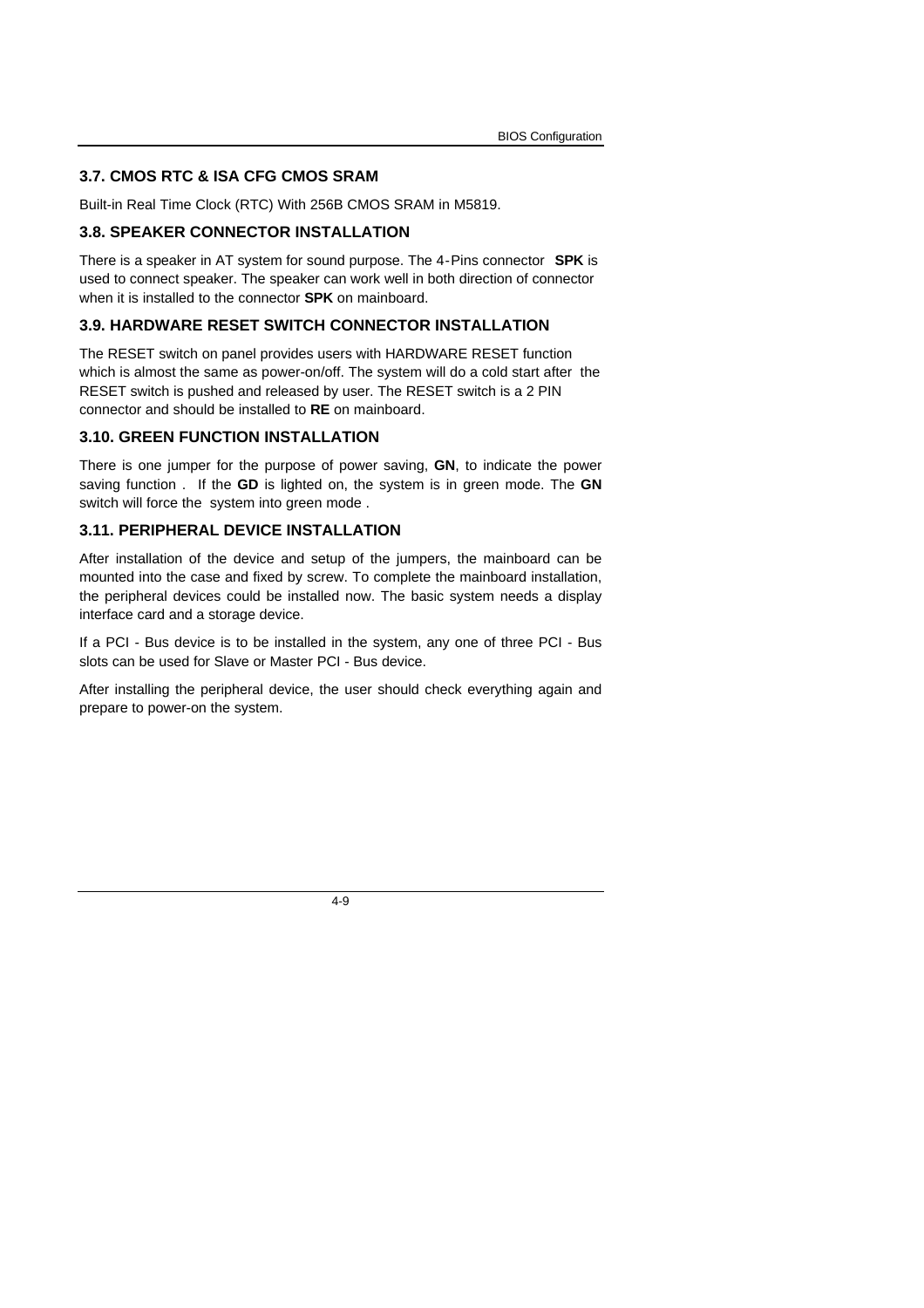### 3.7. CMOS RTC & ISA CFG CMOS SRAM

Built-in Real Time Clock (RTC) With 256B CMOS SRAM in M5819.

### 3.8. SPEAKER CONNECTOR INSTALLATION

There is a speaker in AT system for sound purpose. The 4-Pins connector **SPK** is used to connect speaker. The speaker can work well in both direction of connector when it is installed to the connector **SPK** on mainboard.

### 3.9. HARDWARE RESET SWITCH CONNECTOR INSTALLATION

The RESET switch on panel provides users with HARDWARE RESET function which is almost the same as power-on/off. The system will do a cold start after the RESET switch is pushed and released by user. The RESET switch is a 2 PIN connector and should be installed to **RE** on mainboard.

### 3.10. GREEN FUNCTION INSTALLATION

There is one jumper for the purpose of power saving, **GN**, to indicate the power saving function . If the **GD** is lighted on, the system is in green mode. The **GN** switch will force the system into green mode .

### 3.11. PERIPHERAL DEVICE INSTALLATION

After installation of the device and setup of the jumpers, the mainboard can be mounted into the case and fixed by screw. To complete the mainboard installation, the peripheral devices could be installed now. The basic system needs a display interface card and a storage device.

If a PCI - Bus device is to be installed in the system, any one of three PCI - Bus slots can be used for Slave or Master PCI - Bus device.

After installing the peripheral device, the user should check everything again and prepare to power-on the system.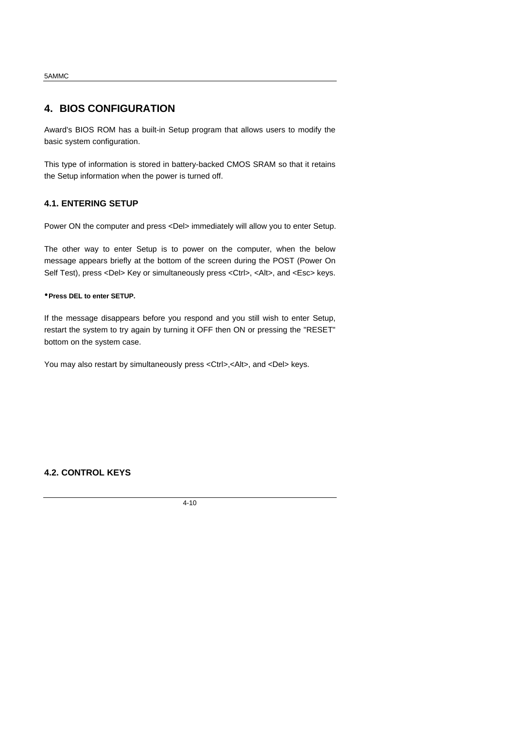# 4. BIOS CONFIGURATION

Award's BIOS ROM has a built-in Setup program that allows users to modify the basic system configuration.

This type of information is stored in battery-backed CMOS SRAM so that it retains the Setup information when the power is turned off.

## 4.1. ENTERING SETUP

Power ON the computer and press <Del> immediately will allow you to enter Setup.

The other way to enter Setup is to power on the computer, when the below message appears briefly at the bottom of the screen during the POST (Power On Self Test), press <Del> Key or simultaneously press <Ctrl>, <Alt>, and <Esc> keys.

- **Press DEL to enter SETUP.**

If the message disappears before you respond and you still wish to enter Setup, restart the system to try again by turning it OFF then ON or pressing the "RESET" bottom on the system case.

You may also restart by simultaneously press <Ctrl>,<Alt>, and <Del> keys.

## 4.2. CONTROL KEYS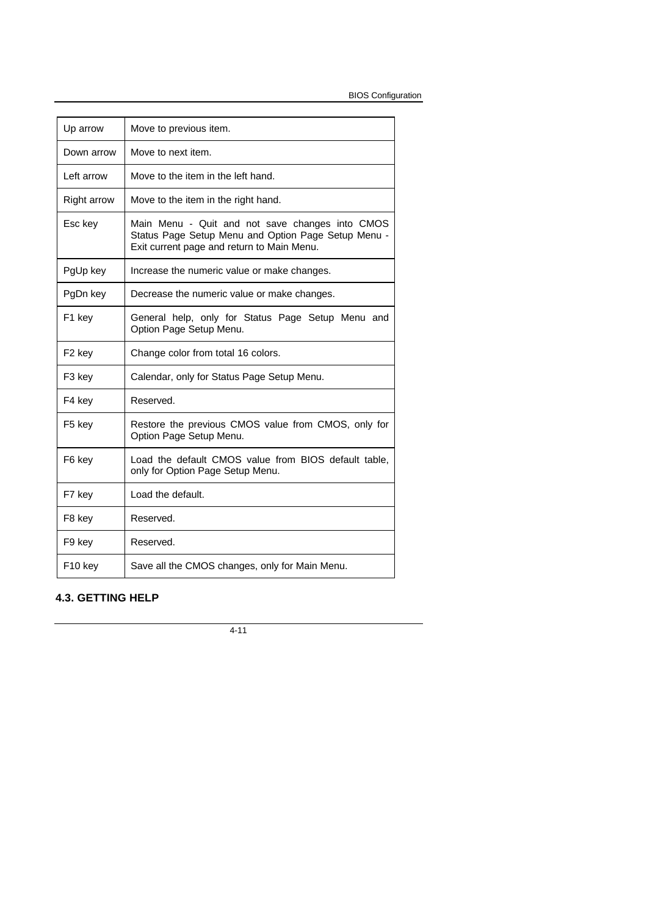| | |
|---|---|
| Up arrow | Move to previous item. |
| Down arrow | Move to next item. |
| Left arrow | Move to the item in the left hand. |
| Right arrow | Move to the item in the right hand. |
| Esc key | Main Menu - Quit and not save changes into CMOS Status Page Setup Menu and Option Page Setup Menu - Exit current page and return to Main Menu. |
| PgUp key | Increase the numeric value or make changes. |
| PgDn key | Decrease the numeric value or make changes. |
| F1 key | General help, only for Status Page Setup Menu and Option Page Setup Menu. |
| F2 key | Change color from total 16 colors. |
| F3 key | Calendar, only for Status Page Setup Menu. |
| F4 key | Reserved. |
| F5 key | Restore the previous CMOS value from CMOS, only for Option Page Setup Menu. |
| F6 key | Load the default CMOS value from BIOS default table, only for Option Page Setup Menu. |
| F7 key | Load the default. |
| F8 key | Reserved. |
| F9 key | Reserved. |
| F10 key | Save all the CMOS changes, only for Main Menu. |

## 4.3. GETTING HELP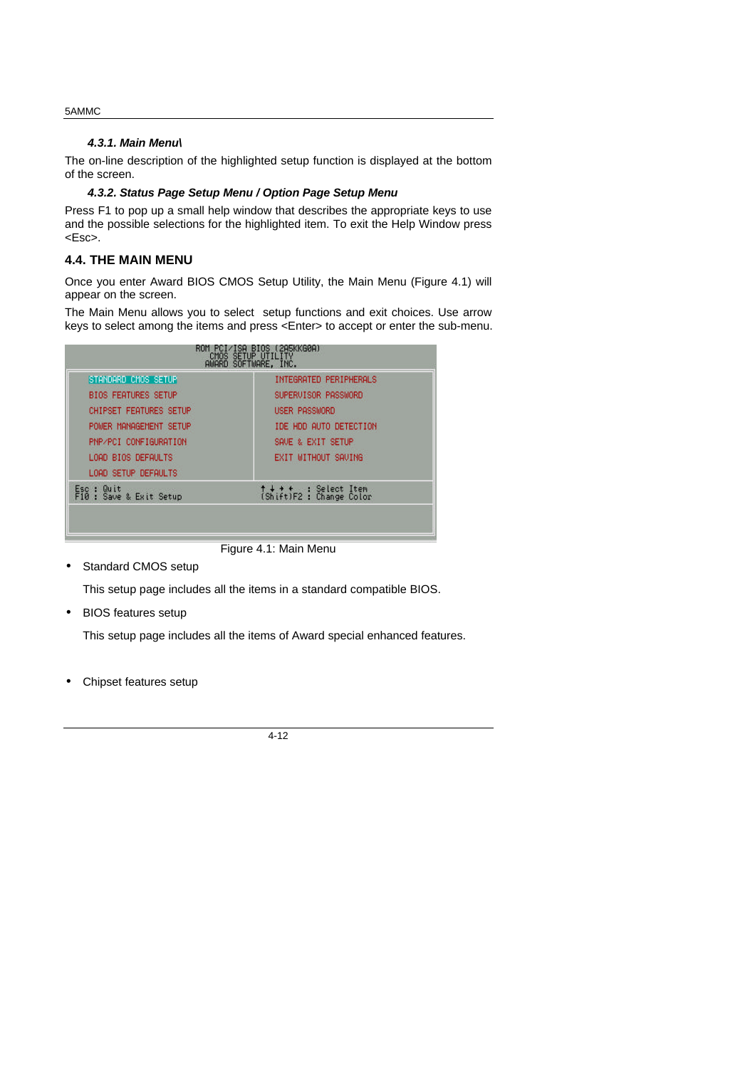#### *4.3.1. Main Menu\*

The on-line description of the highlighted setup function is displayed at the bottom of the screen.

#### *4.3.2. Status Page Setup Menu / Option Page Setup Menu*

Press F1 to pop up a small help window that describes the appropriate keys to use and the possible selections for the highlighted item. To exit the Help Window press <Esc>.

### 4.4. THE MAIN MENU

Once you enter Award BIOS CMOS Setup Utility, the Main Menu (Figure 4.1) will appear on the screen.

The Main Menu allows you to select setup functions and exit choices. Use arrow keys to select among the items and press <Enter> to accept or enter the sub-menu.

```
                 ROM PCI/ISA BIOS (2A5KKG0A)
                    CMOS SETUP UTILITY
                  AWARD SOFTWARE, INC.

  STANDARD CMOS SETUP             INTEGRATED PERIPHERALS
  BIOS FEATURES SETUP             SUPERVISOR PASSWORD
  CHIPSET FEATURES SETUP          USER PASSWORD
  POWER MANAGEMENT SETUP          IDE HDD AUTO DETECTION
  PNP/PCI CONFIGURATION           SAVE & EXIT SETUP
  LOAD BIOS DEFAULTS              EXIT WITHOUT SAVING
  LOAD SETUP DEFAULTS

 Esc : Quit                       ↑ ↓ → ←   : Select Item
 F10 : Save & Exit Setup          (Shift)F2 : Change Color
```

Figure 4.1: Main Menu

- Standard CMOS setup

  This setup page includes all the items in a standard compatible BIOS.

- BIOS features setup

  This setup page includes all the items of Award special enhanced features.

- Chipset features setup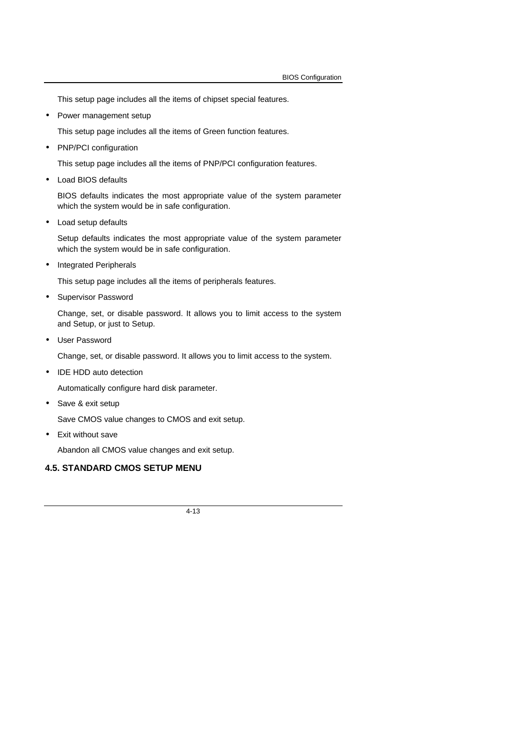This setup page includes all the items of chipset special features.

- Power management setup

  This setup page includes all the items of Green function features.

- PNP/PCI configuration

  This setup page includes all the items of PNP/PCI configuration features.

- Load BIOS defaults

  BIOS defaults indicates the most appropriate value of the system parameter which the system would be in safe configuration.

- Load setup defaults

  Setup defaults indicates the most appropriate value of the system parameter which the system would be in safe configuration.

- Integrated Peripherals

  This setup page includes all the items of peripherals features.

- Supervisor Password

  Change, set, or disable password. It allows you to limit access to the system and Setup, or just to Setup.

- User Password

  Change, set, or disable password. It allows you to limit access to the system.

- IDE HDD auto detection

  Automatically configure hard disk parameter.

- Save & exit setup

  Save CMOS value changes to CMOS and exit setup.

- Exit without save

  Abandon all CMOS value changes and exit setup.

## 4.5. STANDARD CMOS SETUP MENU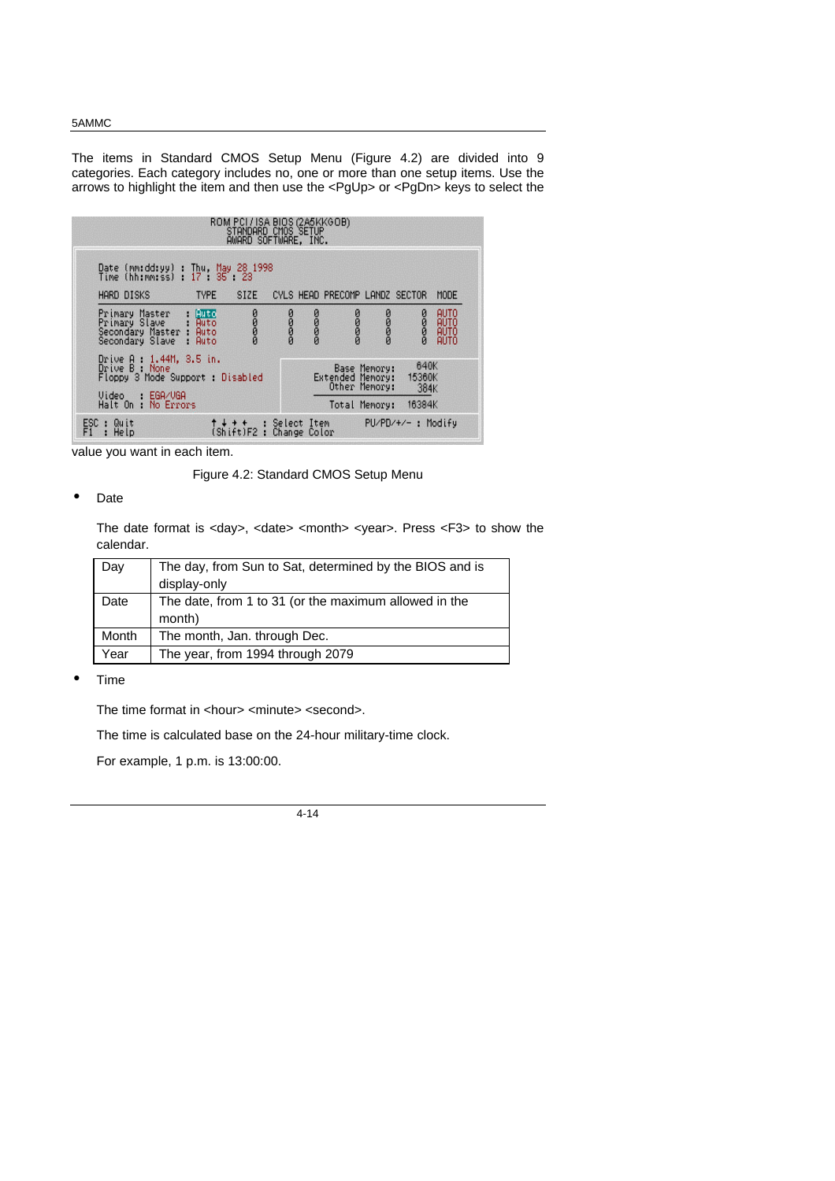The items in Standard CMOS Setup Menu (Figure 4.2) are divided into 9 categories. Each category includes no, one or more than one setup items. Use the arrows to highlight the item and then use the <PgUp> or <PgDn> keys to select the value you want in each item.

```
                    ROM PCI / ISA BIOS (2A5KKG0B)
                        STANDARD CMOS SETUP
                       AWARD SOFTWARE, INC.

  Date (mm:dd:yy) : Thu, May 28 1998
  Time (hh:mm:ss) : 17 : 35 : 23

  HARD DISKS          TYPE    SIZE   CYLS HEAD PRECOMP LANDZ SECTOR  MODE

  Primary Master    : Auto      0      0    0      0      0      0   AUTO
  Primary Slave     : Auto      0      0    0      0      0      0   AUTO
  Secondary Master  : Auto      0      0    0      0      0      0   AUTO
  Secondary Slave   : Auto      0      0    0      0      0      0   AUTO

  Drive A : 1.44M, 3.5 in.
  Drive B : None                              Base Memory:    640K
  Floppy 3 Mode Support : Disabled        Extended Memory:  15360K
                                             Other Memory:    384K
  Video   : EGA/VGA
  Halt On : No Errors                        Total Memory:  16384K

  ESC : Quit          ↑ ↓ → ←   : Select Item          PU/PD/+/- : Modify
  F1  : Help          (Shift)F2 : Change Color
```

Figure 4.2: Standard CMOS Setup Menu

- Date

  The date format is <day>, <date> <month> <year>. Press <F3> to show the calendar.

| | |
|---|---|
| Day | The day, from Sun to Sat, determined by the BIOS and is display-only |
| Date | The date, from 1 to 31 (or the maximum allowed in the month) |
| Month | The month, Jan. through Dec. |
| Year | The year, from 1994 through 2079 |

- Time

  The time format in <hour> <minute> <second>.

  The time is calculated base on the 24-hour military-time clock.

  For example, 1 p.m. is 13:00:00.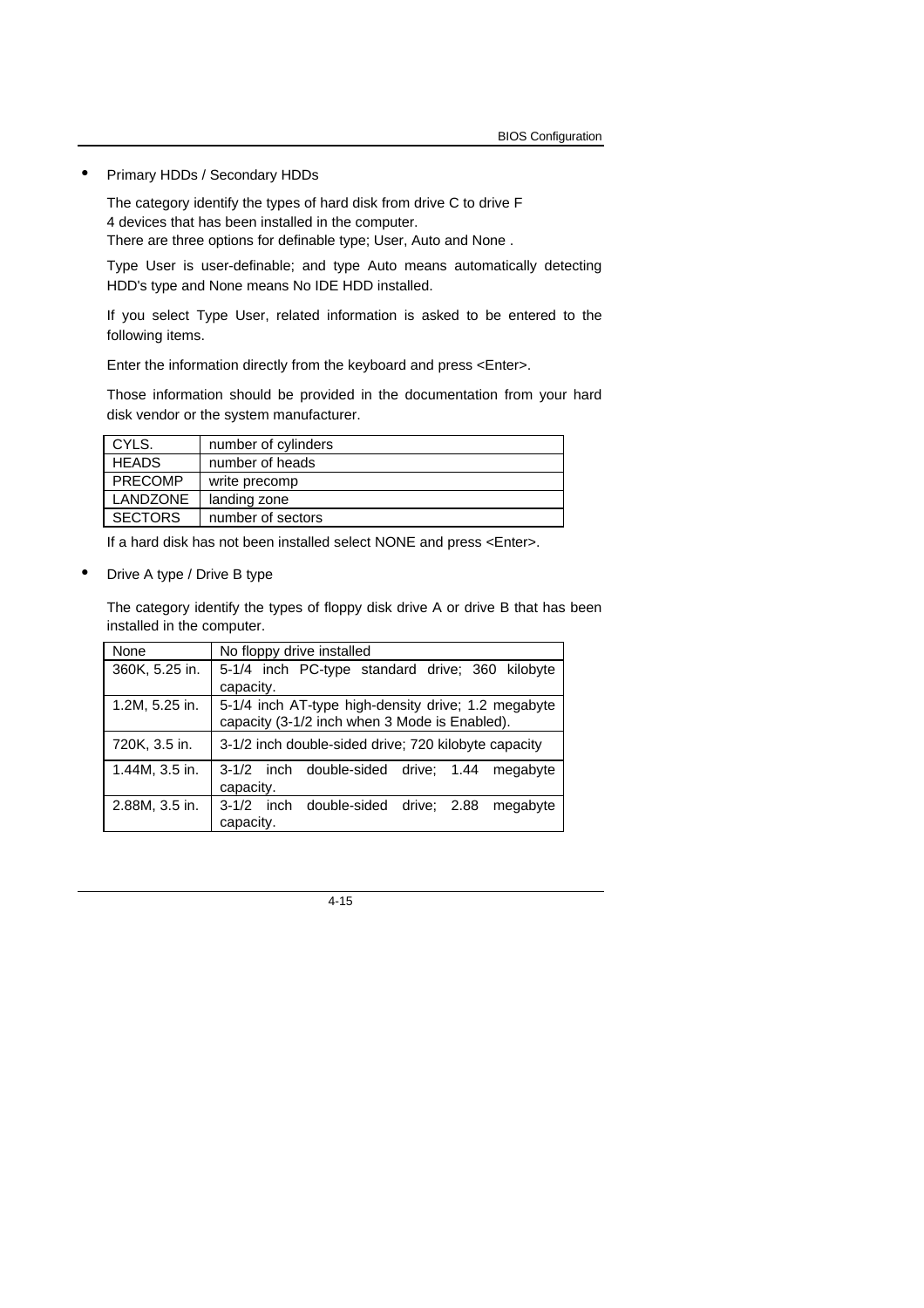- Primary HDDs / Secondary HDDs

  The category identify the types of hard disk from drive C to drive F
  4 devices that has been installed in the computer.
  There are three options for definable type; User, Auto and None .

  Type User is user-definable; and type Auto means automatically detecting HDD's type and None means No IDE HDD installed.

  If you select Type User, related information is asked to be entered to the following items.

  Enter the information directly from the keyboard and press <Enter>.

  Those information should be provided in the documentation from your hard disk vendor or the system manufacturer.

| | |
|---|---|
| CYLS. | number of cylinders |
| HEADS | number of heads |
| PRECOMP | write precomp |
| LANDZONE | landing zone |
| SECTORS | number of sectors |

  If a hard disk has not been installed select NONE and press <Enter>.

- Drive A type / Drive B type

  The category identify the types of floppy disk drive A or drive B that has been installed in the computer.

| | |
|---|---|
| None | No floppy drive installed |
| 360K, 5.25 in. | 5-1/4 inch PC-type standard drive; 360 kilobyte capacity. |
| 1.2M, 5.25 in. | 5-1/4 inch AT-type high-density drive; 1.2 megabyte capacity (3-1/2 inch when 3 Mode is Enabled). |
| 720K, 3.5 in. | 3-1/2 inch double-sided drive; 720 kilobyte capacity |
| 1.44M, 3.5 in. | 3-1/2 inch double-sided drive; 1.44 megabyte capacity. |
| 2.88M, 3.5 in. | 3-1/2 inch double-sided drive; 2.88 megabyte capacity. |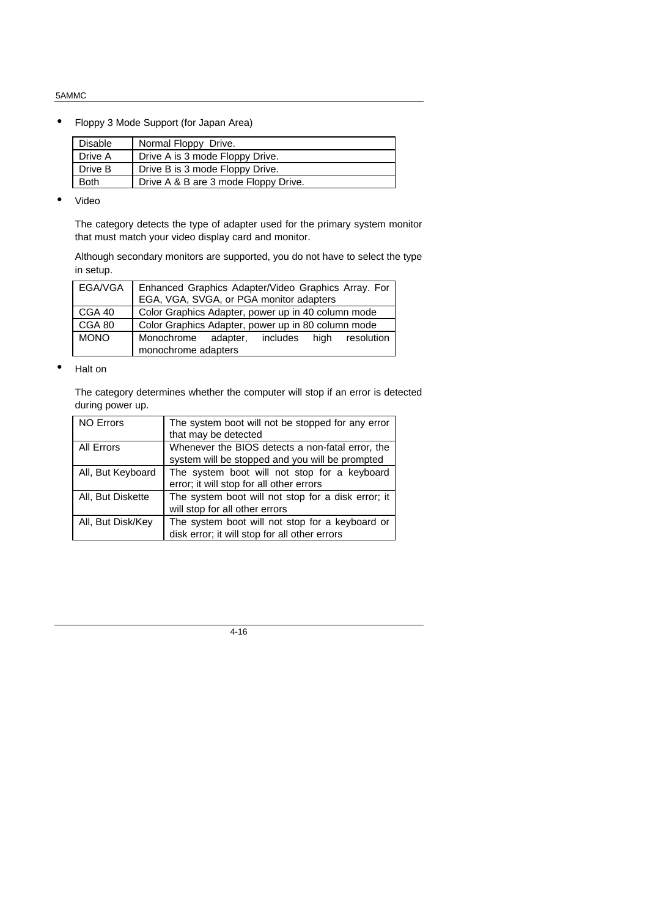- Floppy 3 Mode Support (for Japan Area)

| | |
|---|---|
| Disable | Normal Floppy Drive. |
| Drive A | Drive A is 3 mode Floppy Drive. |
| Drive B | Drive B is 3 mode Floppy Drive. |
| Both | Drive A & B are 3 mode Floppy Drive. |

- Video

  The category detects the type of adapter used for the primary system monitor that must match your video display card and monitor.

  Although secondary monitors are supported, you do not have to select the type in setup.

| | |
|---|---|
| EGA/VGA | Enhanced Graphics Adapter/Video Graphics Array. For EGA, VGA, SVGA, or PGA monitor adapters |
| CGA 40 | Color Graphics Adapter, power up in 40 column mode |
| CGA 80 | Color Graphics Adapter, power up in 80 column mode |
| MONO | Monochrome adapter, includes high resolution monochrome adapters |

- Halt on

  The category determines whether the computer will stop if an error is detected during power up.

| | |
|---|---|
| NO Errors | The system boot will not be stopped for any error that may be detected |
| All Errors | Whenever the BIOS detects a non-fatal error, the system will be stopped and you will be prompted |
| All, But Keyboard | The system boot will not stop for a keyboard error; it will stop for all other errors |
| All, But Diskette | The system boot will not stop for a disk error; it will stop for all other errors |
| All, But Disk/Key | The system boot will not stop for a keyboard or disk error; it will stop for all other errors |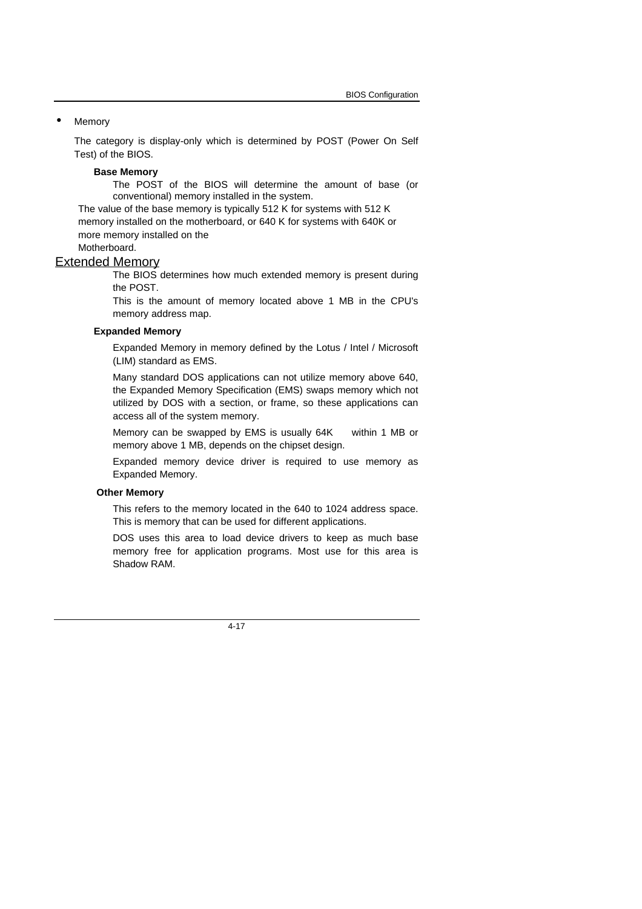- Memory

The category is display-only which is determined by POST (Power On Self Test) of the BIOS.

**Base Memory**

The POST of the BIOS will determine the amount of base (or conventional) memory installed in the system.

The value of the base memory is typically 512 K for systems with 512 K memory installed on the motherboard, or 640 K for systems with 640K or more memory installed on the
Motherboard.

<u>Extended Memory</u>

The BIOS determines how much extended memory is present during the POST.

This is the amount of memory located above 1 MB in the CPU's memory address map.

**Expanded Memory**

Expanded Memory in memory defined by the Lotus / Intel / Microsoft (LIM) standard as EMS.

Many standard DOS applications can not utilize memory above 640, the Expanded Memory Specification (EMS) swaps memory which not utilized by DOS with a section, or frame, so these applications can access all of the system memory.

Memory can be swapped by EMS is usually 64K within 1 MB or memory above 1 MB, depends on the chipset design.

Expanded memory device driver is required to use memory as Expanded Memory.

**Other Memory**

This refers to the memory located in the 640 to 1024 address space. This is memory that can be used for different applications.

DOS uses this area to load device drivers to keep as much base memory free for application programs. Most use for this area is Shadow RAM.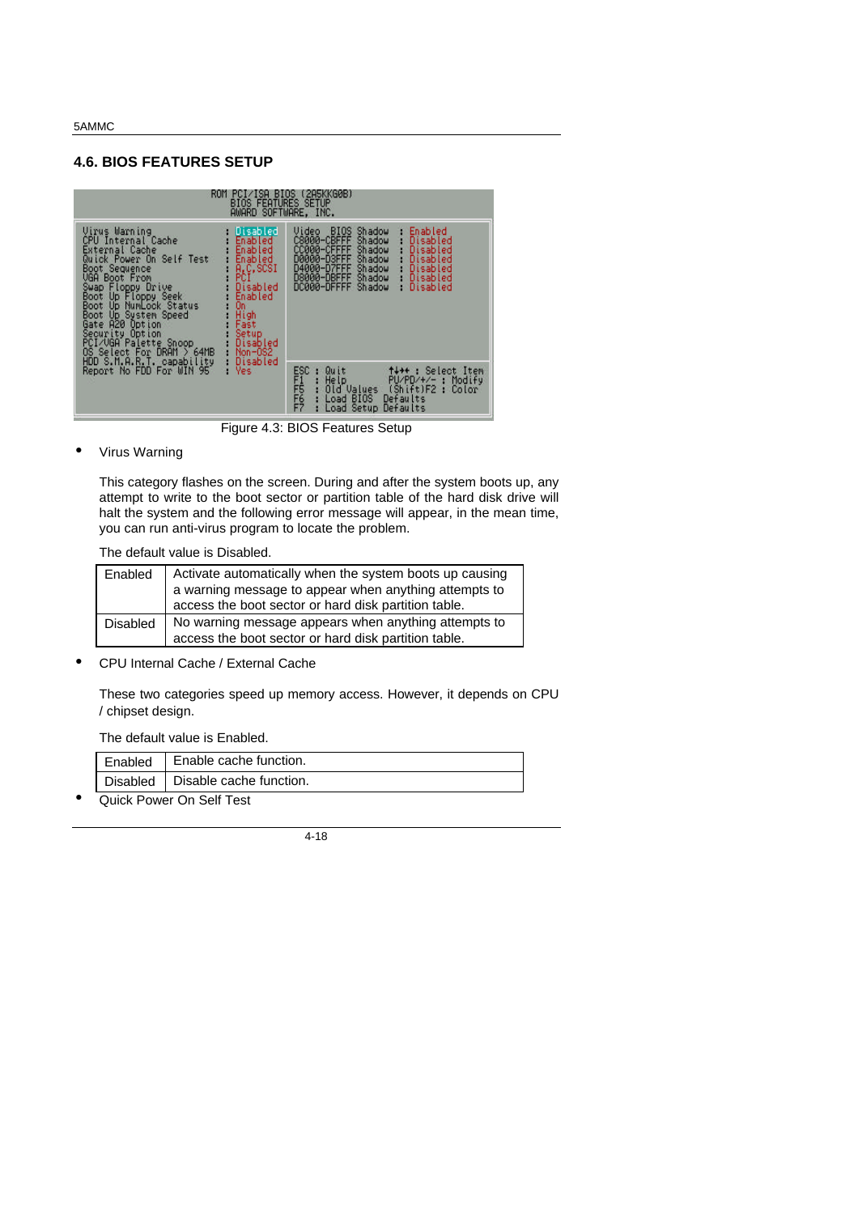## 4.6. BIOS FEATURES SETUP

```
ROM PCI/ISA BIOS (2A5KKG0B)
BIOS FEATURES SETUP
AWARD SOFTWARE, INC.

Virus Warning                 : Disabled    Video  BIOS Shadow  : Enabled
CPU Internal Cache            : Enabled     C8000-CBFFF Shadow  : Disabled
External Cache                : Enabled     CC000-CFFFF Shadow  : Disabled
Quick Power On Self Test      : Enabled     D0000-D3FFF Shadow  : Disabled
Boot Sequence                 : A,C,SCSI    D4000-D7FFF Shadow  : Disabled
VGA Boot From                 : PCI         D8000-DBFFF Shadow  : Disabled
Swap Floppy Drive             : Disabled    DC000-DFFFF Shadow  : Disabled
Boot Up Floppy Seek           : Enabled
Boot Up NumLock Status        : On
Boot Up System Speed          : High
Gate A20 Option               : Fast
Security Option               : Setup
PCI/VGA Palette Snoop         : Disabled
OS Select For DRAM > 64MB     : Non-OS2
HDD S.M.A.R.T. capability     : Disabled    ESC : Quit        ↑↓→← : Select Item
Report No FDD For WIN 95      : Yes         F1  : Help        PU/PD/+/- : Modify
                                            F5  : Old Values  (Shift)F2 : Color
                                            F6  : Load BIOS  Defaults
                                            F7  : Load Setup Defaults
```

Figure 4.3: BIOS Features Setup

- Virus Warning

  This category flashes on the screen. During and after the system boots up, any attempt to write to the boot sector or partition table of the hard disk drive will halt the system and the following error message will appear, in the mean time, you can run anti-virus program to locate the problem.

  The default value is Disabled.

| | |
|---|---|
| Enabled | Activate automatically when the system boots up causing a warning message to appear when anything attempts to access the boot sector or hard disk partition table. |
| Disabled | No warning message appears when anything attempts to access the boot sector or hard disk partition table. |

- CPU Internal Cache / External Cache

  These two categories speed up memory access. However, it depends on CPU / chipset design.

  The default value is Enabled.

| | |
|---|---|
| Enabled | Enable cache function. |
| Disabled | Disable cache function. |

- Quick Power On Self Test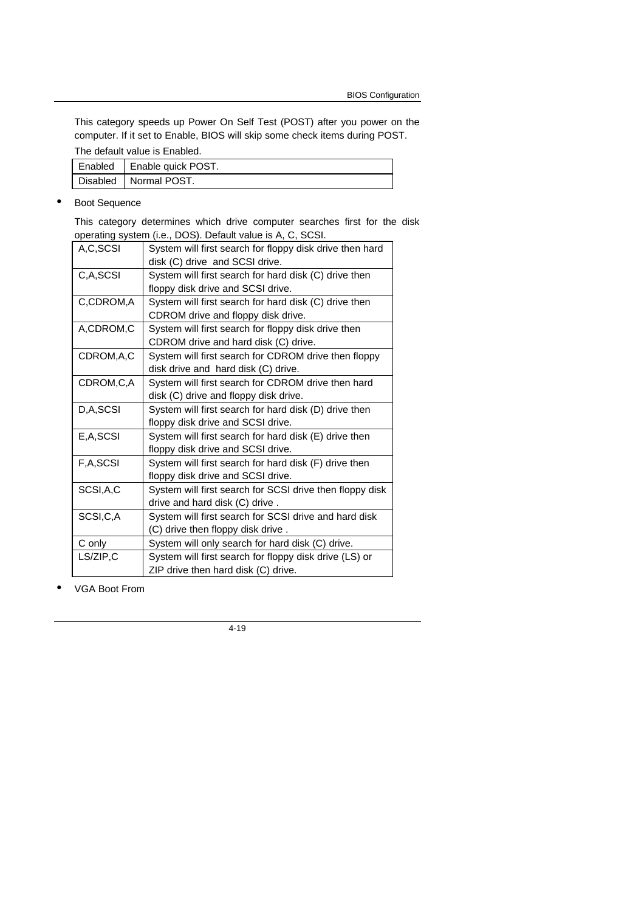This category speeds up Power On Self Test (POST) after you power on the computer. If it set to Enable, BIOS will skip some check items during POST.

The default value is Enabled.

| | |
|---|---|
| Enabled | Enable quick POST. |
| Disabled | Normal POST. |

- Boot Sequence

This category determines which drive computer searches first for the disk operating system (i.e., DOS). Default value is A, C, SCSI.

| | |
|---|---|
| A,C,SCSI | System will first search for floppy disk drive then hard disk (C) drive and SCSI drive. |
| C,A,SCSI | System will first search for hard disk (C) drive then floppy disk drive and SCSI drive. |
| C,CDROM,A | System will first search for hard disk (C) drive then CDROM drive and floppy disk drive. |
| A,CDROM,C | System will first search for floppy disk drive then CDROM drive and hard disk (C) drive. |
| CDROM,A,C | System will first search for CDROM drive then floppy disk drive and hard disk (C) drive. |
| CDROM,C,A | System will first search for CDROM drive then hard disk (C) drive and floppy disk drive. |
| D,A,SCSI | System will first search for hard disk (D) drive then floppy disk drive and SCSI drive. |
| E,A,SCSI | System will first search for hard disk (E) drive then floppy disk drive and SCSI drive. |
| F,A,SCSI | System will first search for hard disk (F) drive then floppy disk drive and SCSI drive. |
| SCSI,A,C | System will first search for SCSI drive then floppy disk drive and hard disk (C) drive . |
| SCSI,C,A | System will first search for SCSI drive and hard disk (C) drive then floppy disk drive . |
| C only | System will only search for hard disk (C) drive. |
| LS/ZIP,C | System will first search for floppy disk drive (LS) or ZIP drive then hard disk (C) drive. |

- VGA Boot From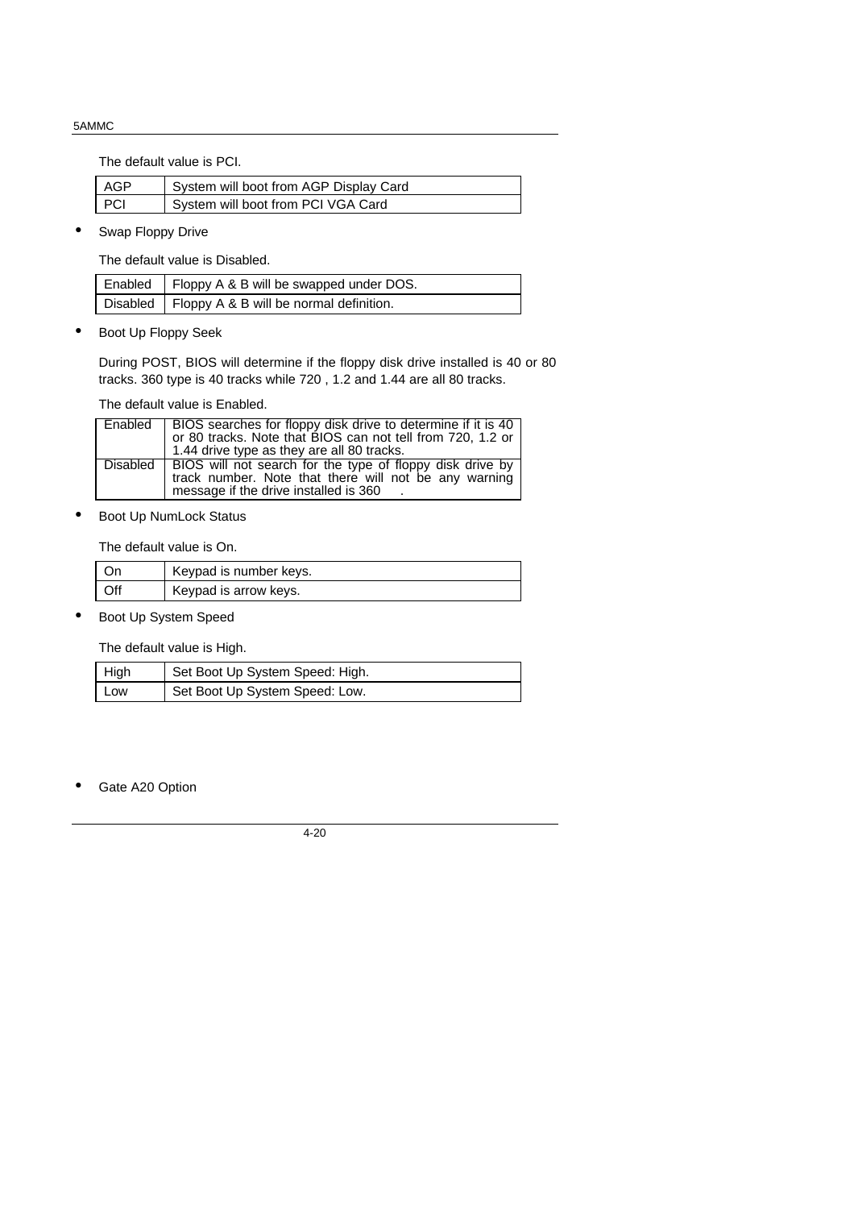The default value is PCI.

| | |
|---|---|
| AGP | System will boot from AGP Display Card |
| PCI | System will boot from PCI VGA Card |

- Swap Floppy Drive

The default value is Disabled.

| | |
|---|---|
| Enabled | Floppy A & B will be swapped under DOS. |
| Disabled | Floppy A & B will be normal definition. |

- Boot Up Floppy Seek

During POST, BIOS will determine if the floppy disk drive installed is 40 or 80 tracks. 360 type is 40 tracks while 720 , 1.2 and 1.44 are all 80 tracks.

The default value is Enabled.

| | |
|---|---|
| Enabled | BIOS searches for floppy disk drive to determine if it is 40 or 80 tracks. Note that BIOS can not tell from 720, 1.2 or 1.44 drive type as they are all 80 tracks. |
| Disabled | BIOS will not search for the type of floppy disk drive by track number. Note that there will not be any warning message if the drive installed is 360 . |

- Boot Up NumLock Status

The default value is On.

| | |
|---|---|
| On | Keypad is number keys. |
| Off | Keypad is arrow keys. |

- Boot Up System Speed

The default value is High.

| | |
|---|---|
| High | Set Boot Up System Speed: High. |
| Low | Set Boot Up System Speed: Low. |

- Gate A20 Option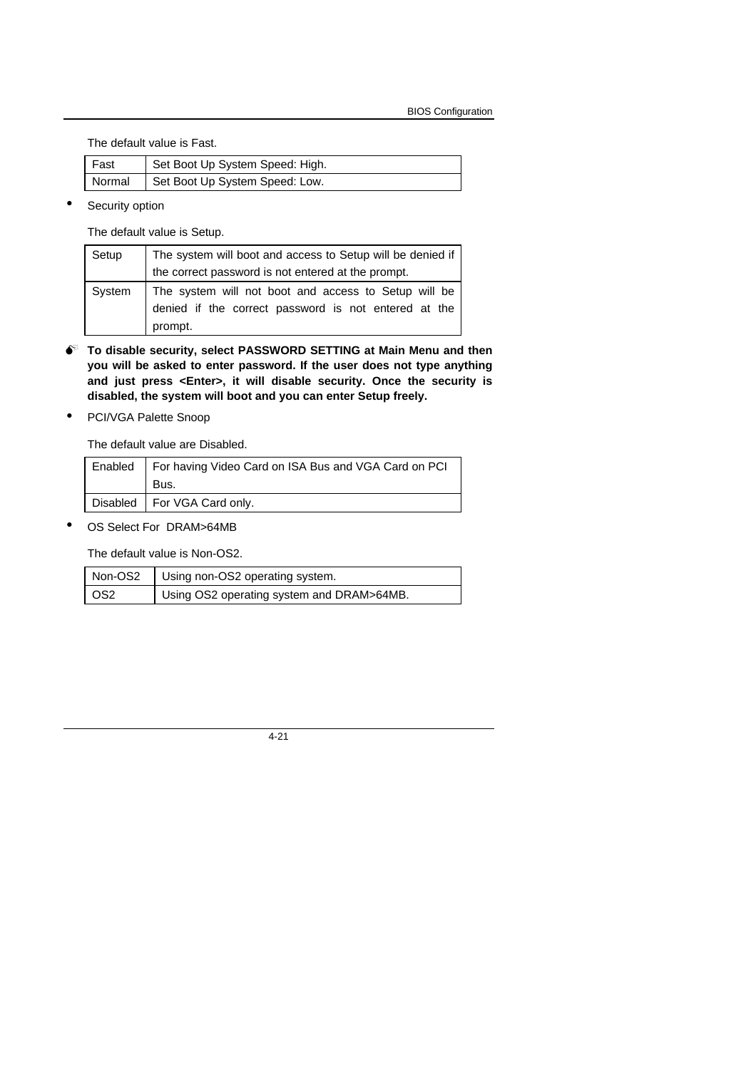The default value is Fast.

| | |
|---|---|
| Fast | Set Boot Up System Speed: High. |
| Normal | Set Boot Up System Speed: Low. |

- Security option

The default value is Setup.

| | |
|---|---|
| Setup | The system will boot and access to Setup will be denied if the correct password is not entered at the prompt. |
| System | The system will not boot and access to Setup will be denied if the correct password is not entered at the prompt. |

**To disable security, select PASSWORD SETTING at Main Menu and then you will be asked to enter password. If the user does not type anything and just press <Enter>, it will disable security. Once the security is disabled, the system will boot and you can enter Setup freely.**

- PCI/VGA Palette Snoop

The default value are Disabled.

| | |
|---|---|
| Enabled | For having Video Card on ISA Bus and VGA Card on PCI Bus. |
| Disabled | For VGA Card only. |

- OS Select For DRAM>64MB

The default value is Non-OS2.

| | |
|---|---|
| Non-OS2 | Using non-OS2 operating system. |
| OS2 | Using OS2 operating system and DRAM>64MB. |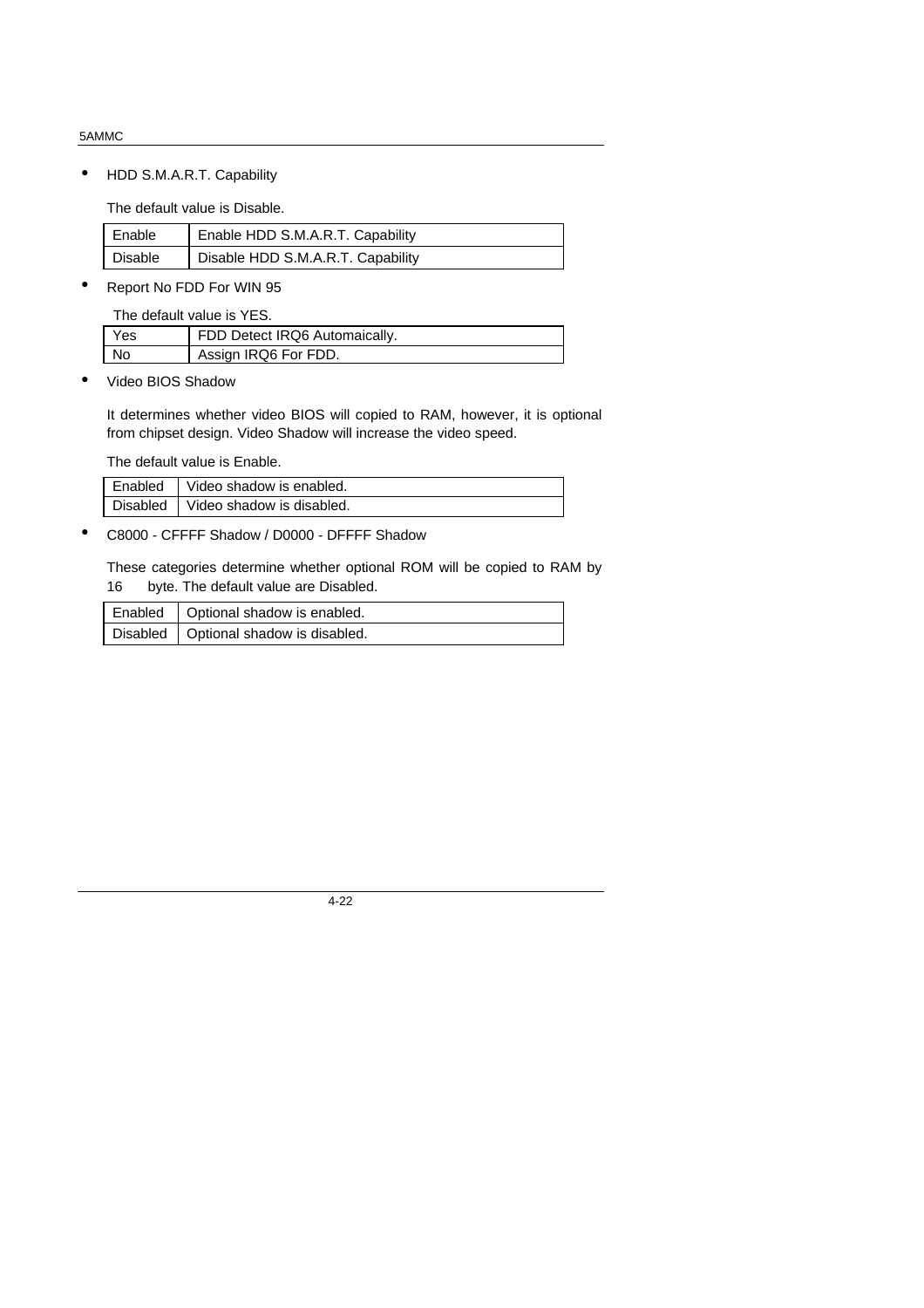- HDD S.M.A.R.T. Capability

  The default value is Disable.

| | |
|---|---|
| Enable | Enable HDD S.M.A.R.T. Capability |
| Disable | Disable HDD S.M.A.R.T. Capability |

- Report No FDD For WIN 95

  The default value is YES.

| | |
|---|---|
| Yes | FDD Detect IRQ6 Automaically. |
| No | Assign IRQ6 For FDD. |

- Video BIOS Shadow

  It determines whether video BIOS will copied to RAM, however, it is optional from chipset design. Video Shadow will increase the video speed.

  The default value is Enable.

| | |
|---|---|
| Enabled | Video shadow is enabled. |
| Disabled | Video shadow is disabled. |

- C8000 - CFFFF Shadow / D0000 - DFFFF Shadow

  These categories determine whether optional ROM will be copied to RAM by 16 byte. The default value are Disabled.

| | |
|---|---|
| Enabled | Optional shadow is enabled. |
| Disabled | Optional shadow is disabled. |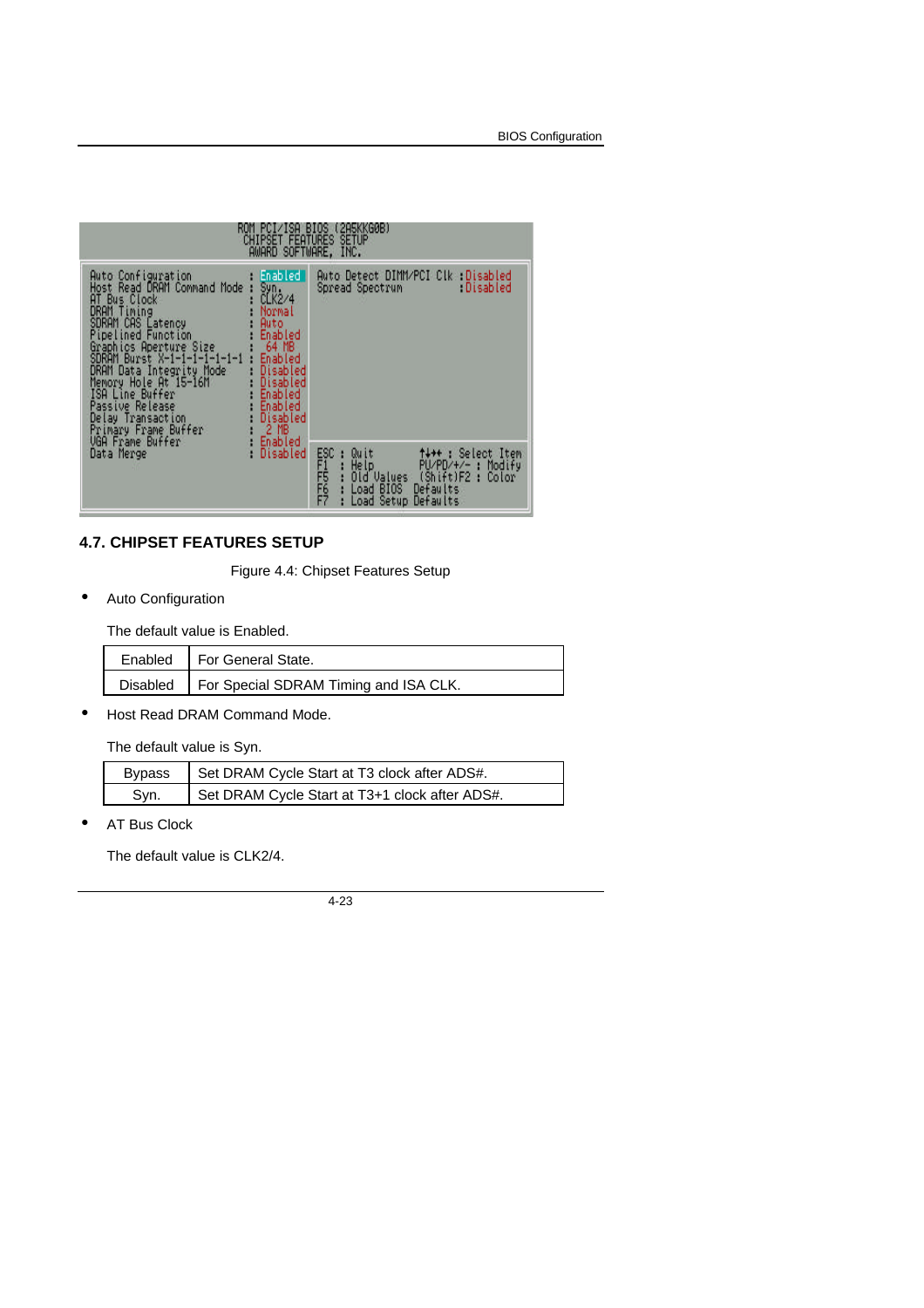```
ROM PCI/ISA BIOS (2A5KKG0B)
CHIPSET FEATURES SETUP
AWARD SOFTWARE, INC.

Auto Configuration           : Enabled    Auto Detect DIMM/PCI Clk :Disabled
Host Read DRAM Command Mode  : Syn.       Spread Spectrum          :Disabled
AT Bus Clock                 : CLK2/4
DRAM Timing                  : Normal
SDRAM CAS Latency            : Auto
Pipelined Function           : Enabled
Graphics Aperture Size       :  64 MB
SDRAM Burst X-1-1-1-1-1-1-1  : Enabled
DRAM Data Integrity Mode     : Disabled
Memory Hole At 15-16M        : Disabled
ISA Line Buffer              : Enabled
Passive Release              : Enabled
Delay Transaction            : Disabled
Primary Frame Buffer         :  2 MB
VGA Frame Buffer             : Enabled
Data Merge                   : Disabled   ESC : Quit          ↑↓→← : Select Item
                                          F1  : Help          PU/PD/+/- : Modify
                                          F5  : Old Values    (Shift)F2 : Color
                                          F6  : Load BIOS  Defaults
                                          F7  : Load Setup Defaults
```

## 4.7. CHIPSET FEATURES SETUP

Figure 4.4: Chipset Features Setup

- Auto Configuration

  The default value is Enabled.

| | |
|---|---|
| Enabled | For General State. |
| Disabled | For Special SDRAM Timing and ISA CLK. |

- Host Read DRAM Command Mode.

  The default value is Syn.

| | |
|---|---|
| Bypass | Set DRAM Cycle Start at T3 clock after ADS#. |
| Syn. | Set DRAM Cycle Start at T3+1 clock after ADS#. |

- AT Bus Clock

  The default value is CLK2/4.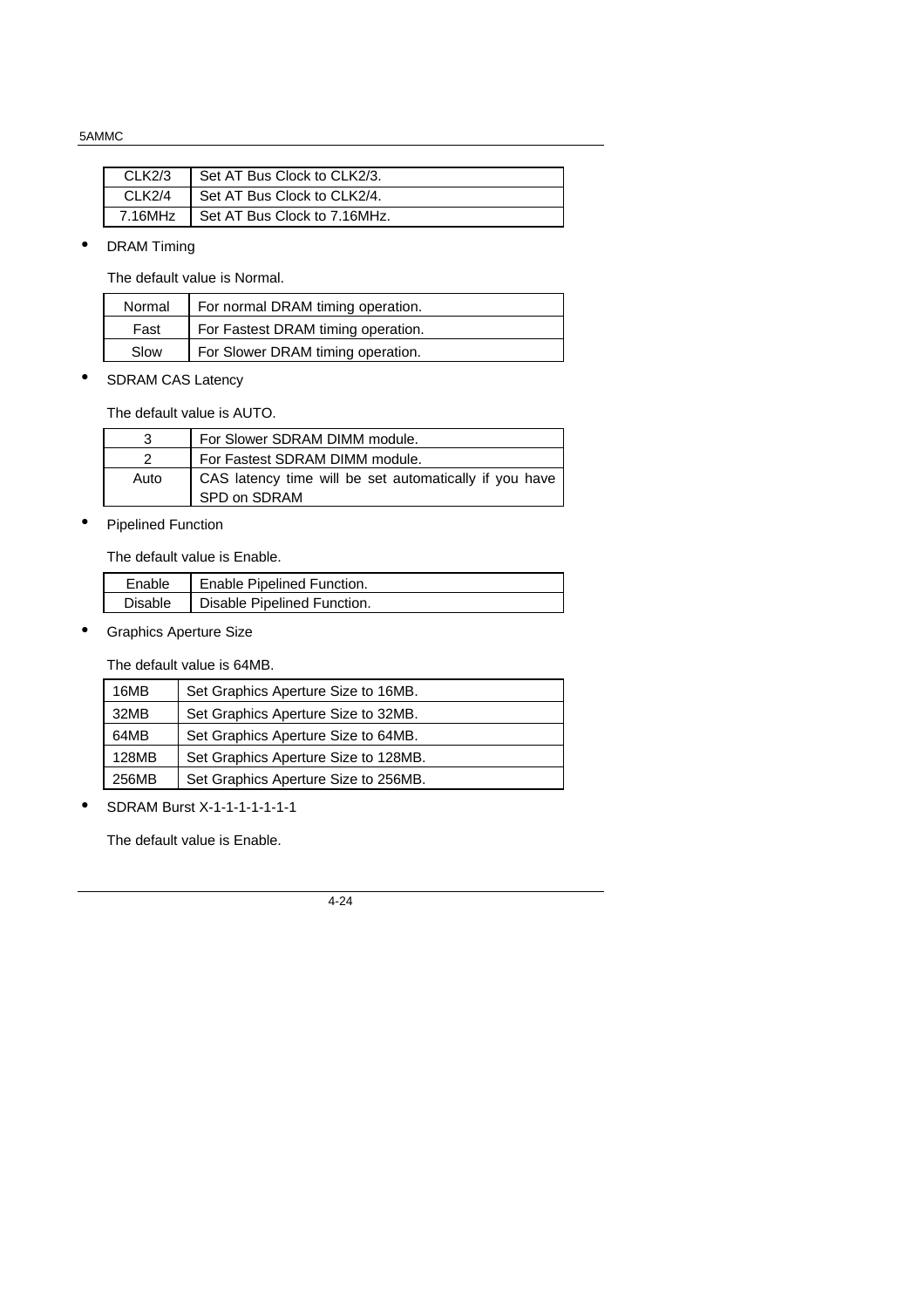| | |
|---|---|
| CLK2/3 | Set AT Bus Clock to CLK2/3. |
| CLK2/4 | Set AT Bus Clock to CLK2/4. |
| 7.16MHz | Set AT Bus Clock to 7.16MHz. |

- DRAM Timing

  The default value is Normal.

| | |
|---|---|
| Normal | For normal DRAM timing operation. |
| Fast | For Fastest DRAM timing operation. |
| Slow | For Slower DRAM timing operation. |

- SDRAM CAS Latency

  The default value is AUTO.

| | |
|---|---|
| 3 | For Slower SDRAM DIMM module. |
| 2 | For Fastest SDRAM DIMM module. |
| Auto | CAS latency time will be set automatically if you have SPD on SDRAM |

- Pipelined Function

  The default value is Enable.

| | |
|---|---|
| Enable | Enable Pipelined Function. |
| Disable | Disable Pipelined Function. |

- Graphics Aperture Size

  The default value is 64MB.

| | |
|---|---|
| 16MB | Set Graphics Aperture Size to 16MB. |
| 32MB | Set Graphics Aperture Size to 32MB. |
| 64MB | Set Graphics Aperture Size to 64MB. |
| 128MB | Set Graphics Aperture Size to 128MB. |
| 256MB | Set Graphics Aperture Size to 256MB. |

- SDRAM Burst X-1-1-1-1-1-1-1

  The default value is Enable.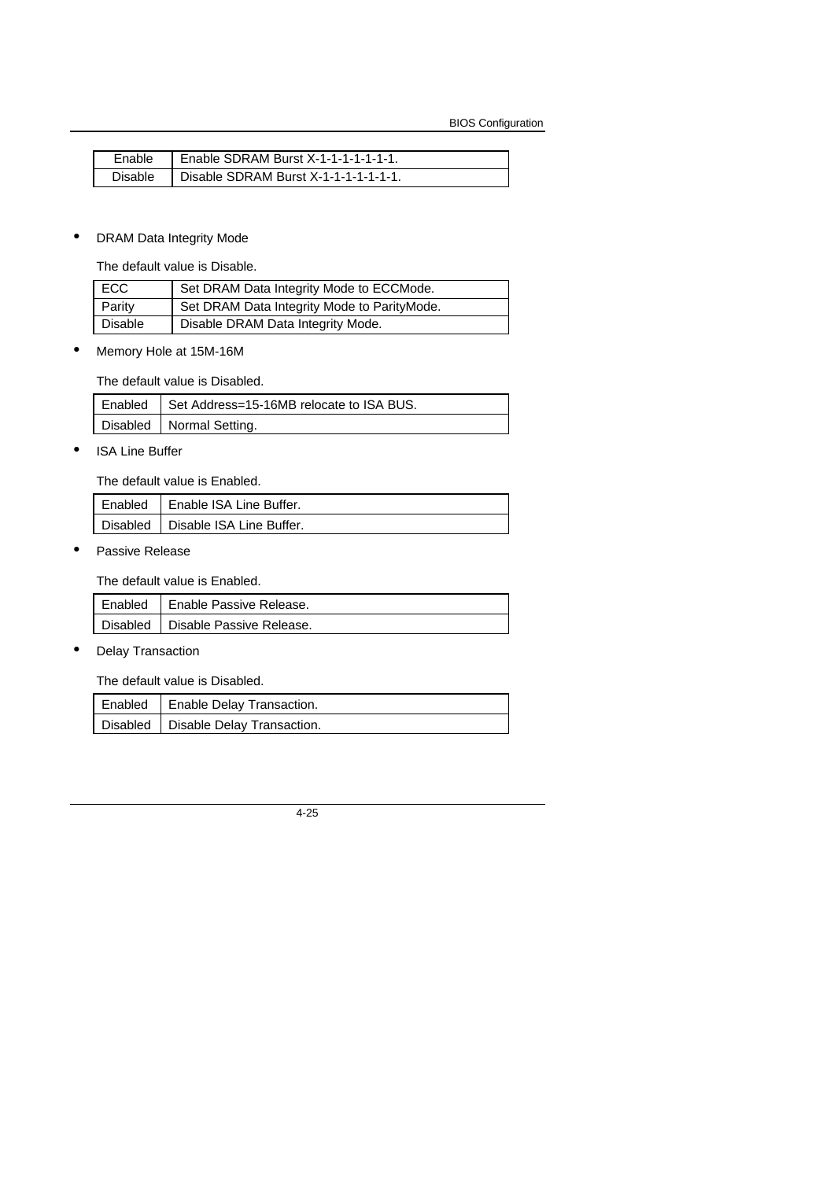| | |
|---|---|
| Enable | Enable SDRAM Burst X-1-1-1-1-1-1-1. |
| Disable | Disable SDRAM Burst X-1-1-1-1-1-1-1. |

- DRAM Data Integrity Mode

  The default value is Disable.

| | |
|---|---|
| ECC | Set DRAM Data Integrity Mode to ECCMode. |
| Parity | Set DRAM Data Integrity Mode to ParityMode. |
| Disable | Disable DRAM Data Integrity Mode. |

- Memory Hole at 15M-16M

  The default value is Disabled.

| | |
|---|---|
| Enabled | Set Address=15-16MB relocate to ISA BUS. |
| Disabled | Normal Setting. |

- ISA Line Buffer

  The default value is Enabled.

| | |
|---|---|
| Enabled | Enable ISA Line Buffer. |
| Disabled | Disable ISA Line Buffer. |

- Passive Release

  The default value is Enabled.

| | |
|---|---|
| Enabled | Enable Passive Release. |
| Disabled | Disable Passive Release. |

- Delay Transaction

  The default value is Disabled.

| | |
|---|---|
| Enabled | Enable Delay Transaction. |
| Disabled | Disable Delay Transaction. |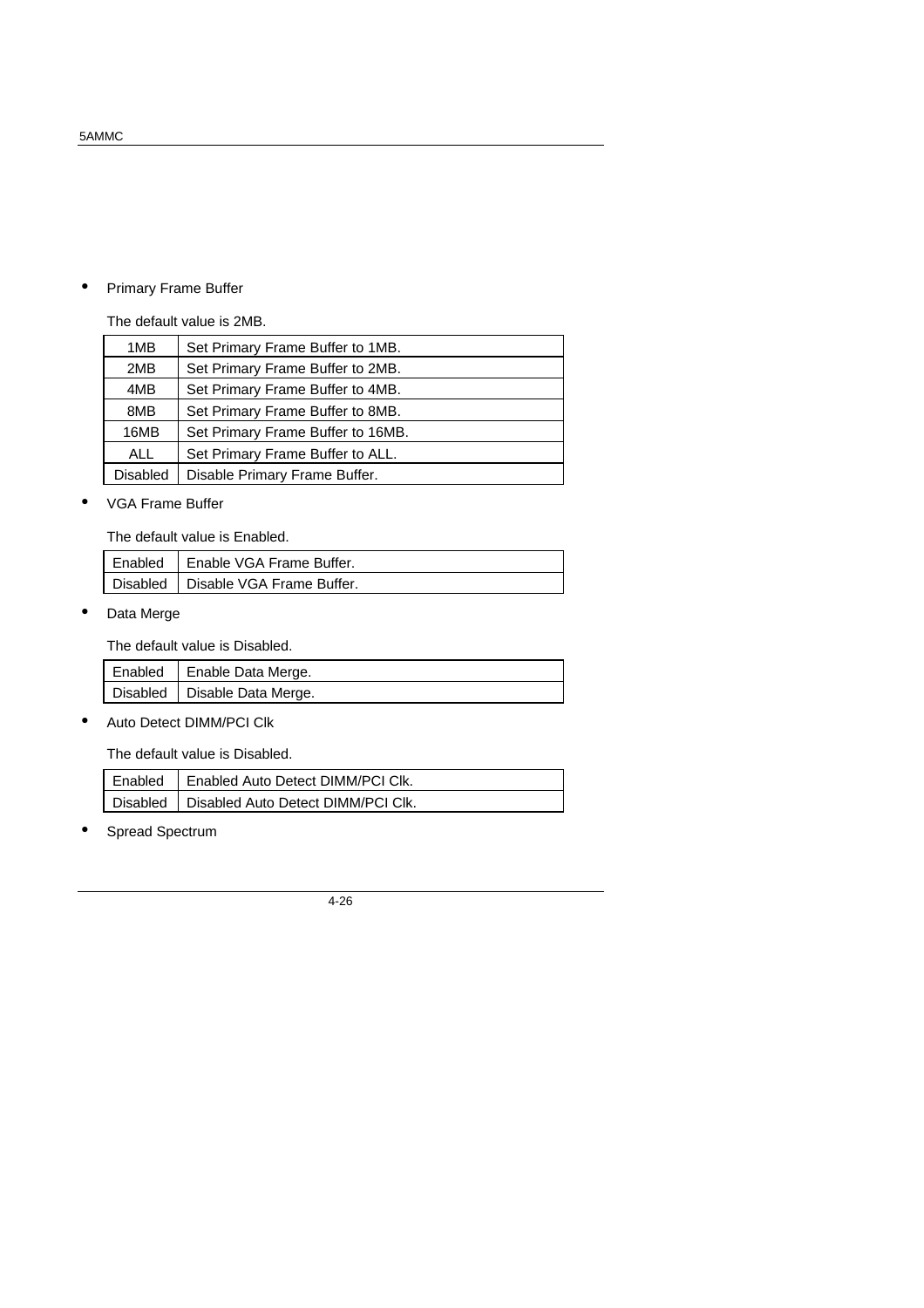- Primary Frame Buffer

  The default value is 2MB.

| | |
|---|---|
| 1MB | Set Primary Frame Buffer to 1MB. |
| 2MB | Set Primary Frame Buffer to 2MB. |
| 4MB | Set Primary Frame Buffer to 4MB. |
| 8MB | Set Primary Frame Buffer to 8MB. |
| 16MB | Set Primary Frame Buffer to 16MB. |
| ALL | Set Primary Frame Buffer to ALL. |
| Disabled | Disable Primary Frame Buffer. |

- VGA Frame Buffer

  The default value is Enabled.

| | |
|---|---|
| Enabled | Enable VGA Frame Buffer. |
| Disabled | Disable VGA Frame Buffer. |

- Data Merge

  The default value is Disabled.

| | |
|---|---|
| Enabled | Enable Data Merge. |
| Disabled | Disable Data Merge. |

- Auto Detect DIMM/PCI Clk

  The default value is Disabled.

| | |
|---|---|
| Enabled | Enabled Auto Detect DIMM/PCI Clk. |
| Disabled | Disabled Auto Detect DIMM/PCI Clk. |

- Spread Spectrum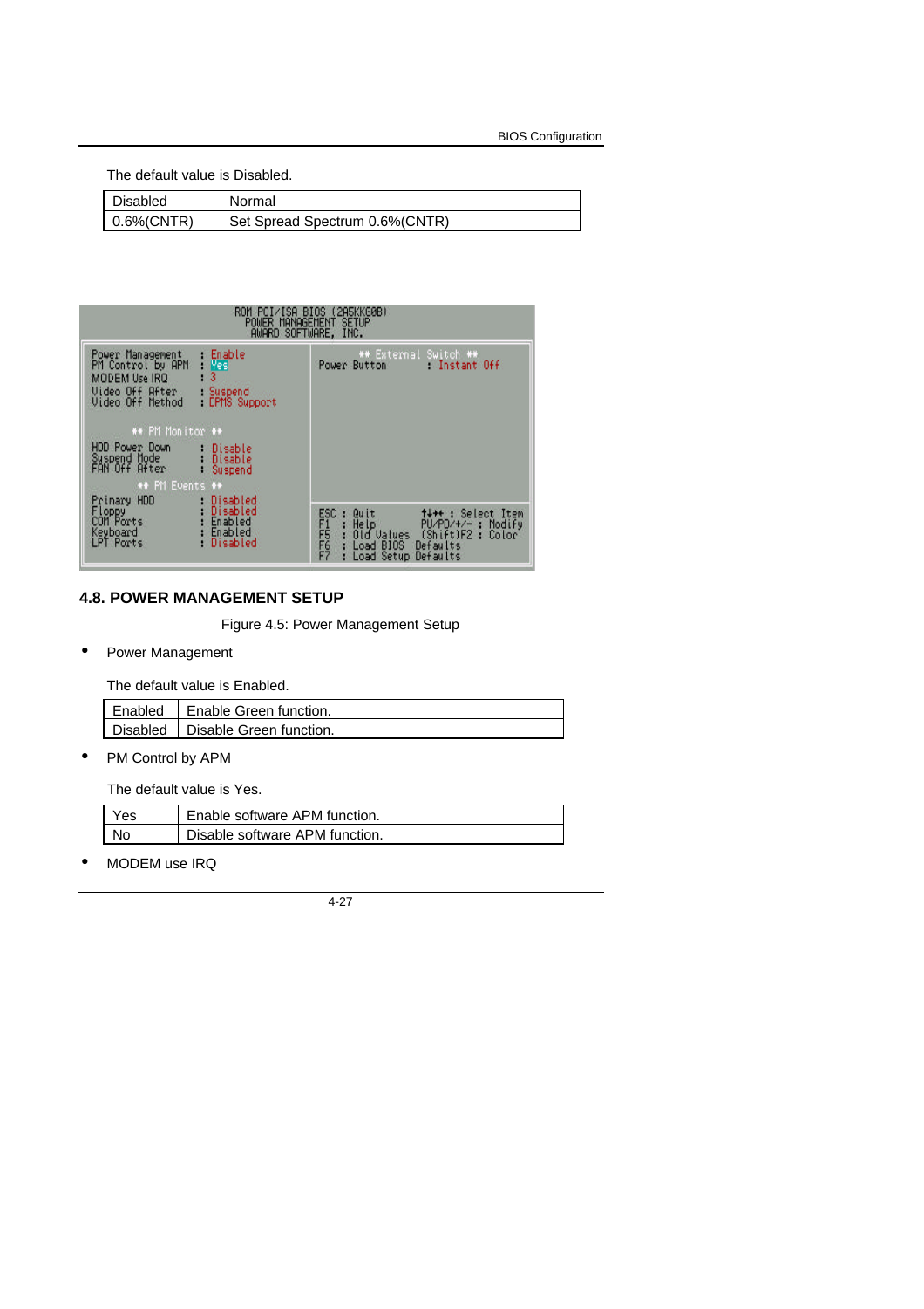The default value is Disabled.

| | |
|---|---|
| Disabled | Normal |
| 0.6%(CNTR) | Set Spread Spectrum 0.6%(CNTR) |

```
                    ROM PCI/ISA BIOS (2A5KKG0B)
                     POWER MANAGEMENT SETUP
                       AWARD SOFTWARE, INC.

Power Management      : Enable         ** External Switch **
PM Control by APM     : Yes            Power Button       : Instant Off
MODEM Use IRQ         : 3
Video Off After       : Suspend
Video Off Method      : DPMS Support

      ** PM Monitor **
HDD Power Down        : Disable
Suspend Mode          : Disable
FAN Off After         : Suspend
      ** PM Events **
Primary HDD           : Disabled       ESC : Quit        ↑↓→← : Select Item
Floppy                : Disabled       F1  : Help        PU/PD/+/- : Modify
COM Ports             : Enabled        F5  : Old Values  (Shift)F2 : Color
Keyboard              : Enabled        F6  : Load BIOS  Defaults
LPT Ports             : Disabled       F7  : Load Setup Defaults
```

## 4.8. POWER MANAGEMENT SETUP

Figure 4.5: Power Management Setup

- Power Management

The default value is Enabled.

| | |
|---|---|
| Enabled | Enable Green function. |
| Disabled | Disable Green function. |

- PM Control by APM

The default value is Yes.

| | |
|---|---|
| Yes | Enable software APM function. |
| No | Disable software APM function. |

- MODEM use IRQ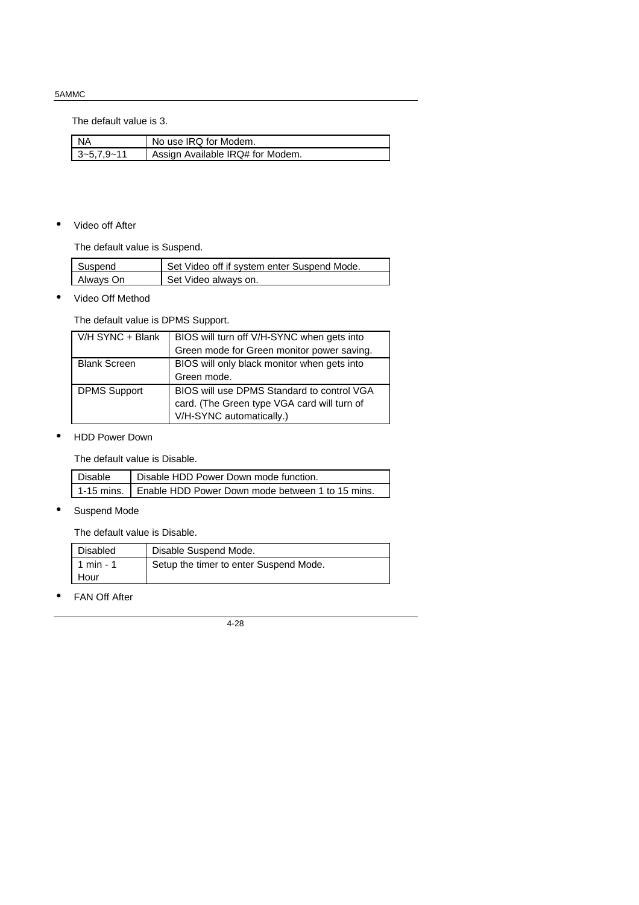The default value is 3.

| | |
|---|---|
| NA | No use IRQ for Modem. |
| 3~5,7,9~11 | Assign Available IRQ# for Modem. |

- Video off After

The default value is Suspend.

| | |
|---|---|
| Suspend | Set Video off if system enter Suspend Mode. |
| Always On | Set Video always on. |

- Video Off Method

The default value is DPMS Support.

| | |
|---|---|
| V/H SYNC + Blank | BIOS will turn off V/H-SYNC when gets into Green mode for Green monitor power saving. |
| Blank Screen | BIOS will only black monitor when gets into Green mode. |
| DPMS Support | BIOS will use DPMS Standard to control VGA card. (The Green type VGA card will turn of V/H-SYNC automatically.) |

- HDD Power Down

The default value is Disable.

| | |
|---|---|
| Disable | Disable HDD Power Down mode function. |
| 1-15 mins. | Enable HDD Power Down mode between 1 to 15 mins. |

- Suspend Mode

The default value is Disable.

| | |
|---|---|
| Disabled | Disable Suspend Mode. |
| 1 min - 1 Hour | Setup the timer to enter Suspend Mode. |

- FAN Off After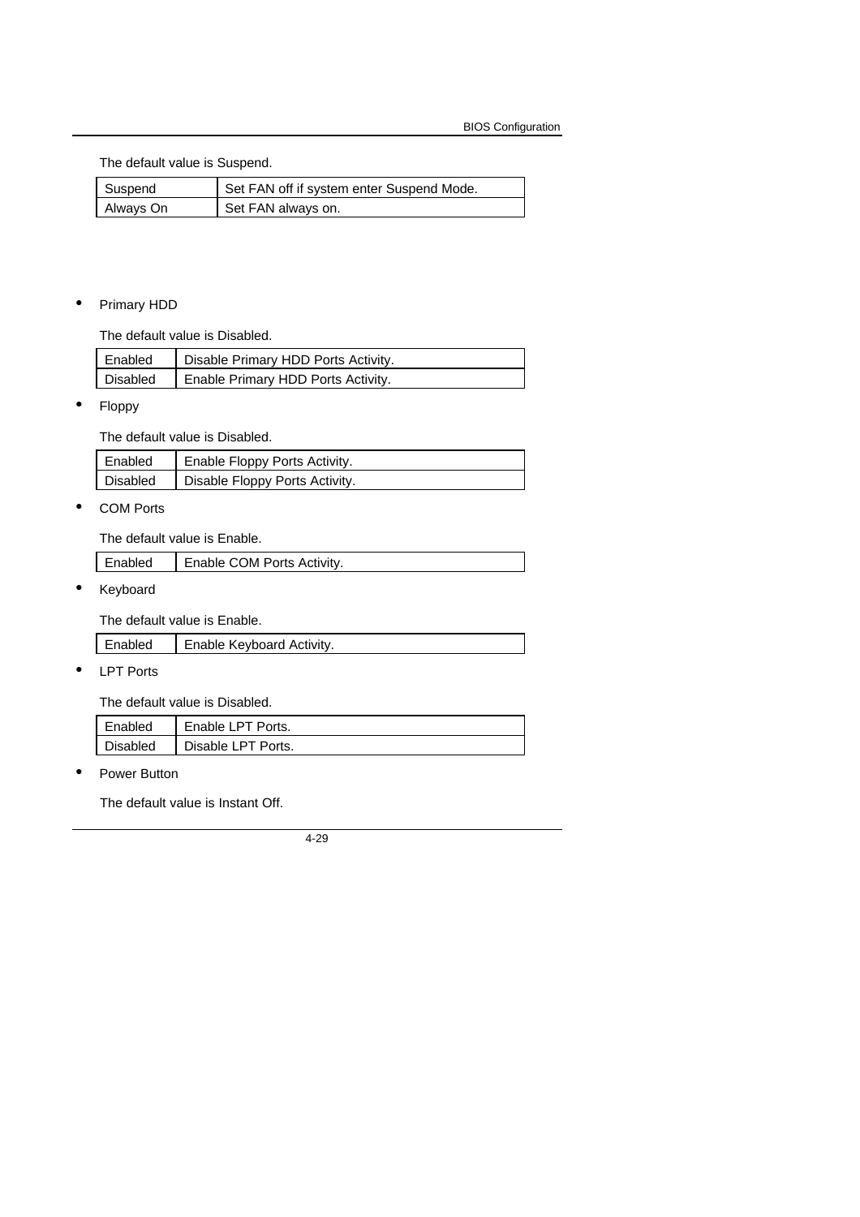The default value is Suspend.

| | |
|---|---|
| Suspend | Set FAN off if system enter Suspend Mode. |
| Always On | Set FAN always on. |

- Primary HDD

The default value is Disabled.

| | |
|---|---|
| Enabled | Disable Primary HDD Ports Activity. |
| Disabled | Enable Primary HDD Ports Activity. |

- Floppy

The default value is Disabled.

| | |
|---|---|
| Enabled | Enable Floppy Ports Activity. |
| Disabled | Disable Floppy Ports Activity. |

- COM Ports

The default value is Enable.

| | |
|---|---|
| Enabled | Enable COM Ports Activity. |

- Keyboard

The default value is Enable.

| | |
|---|---|
| Enabled | Enable Keyboard Activity. |

- LPT Ports

The default value is Disabled.

| | |
|---|---|
| Enabled | Enable LPT Ports. |
| Disabled | Disable LPT Ports. |

- Power Button

The default value is Instant Off.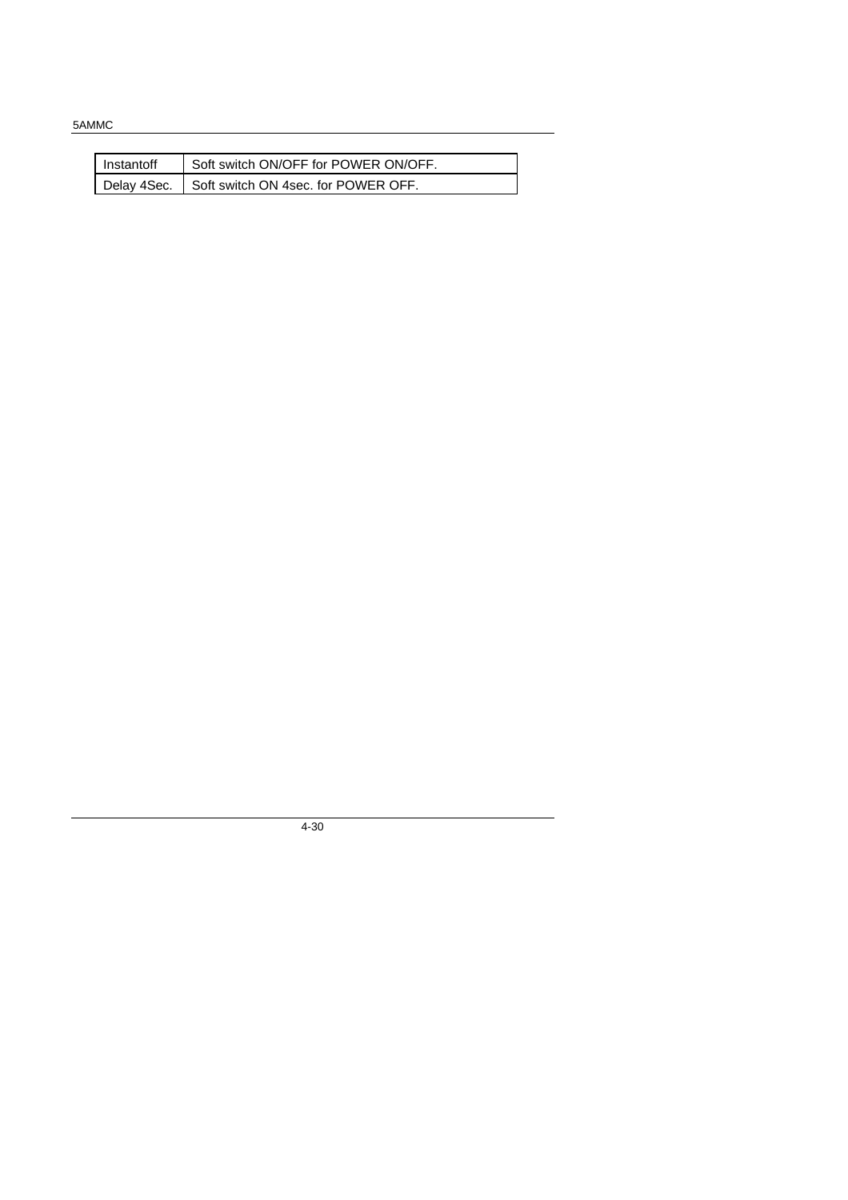| Instantoff | Soft switch ON/OFF for POWER ON/OFF. |
|---|---|
| Delay 4Sec. | Soft switch ON 4sec. for POWER OFF. |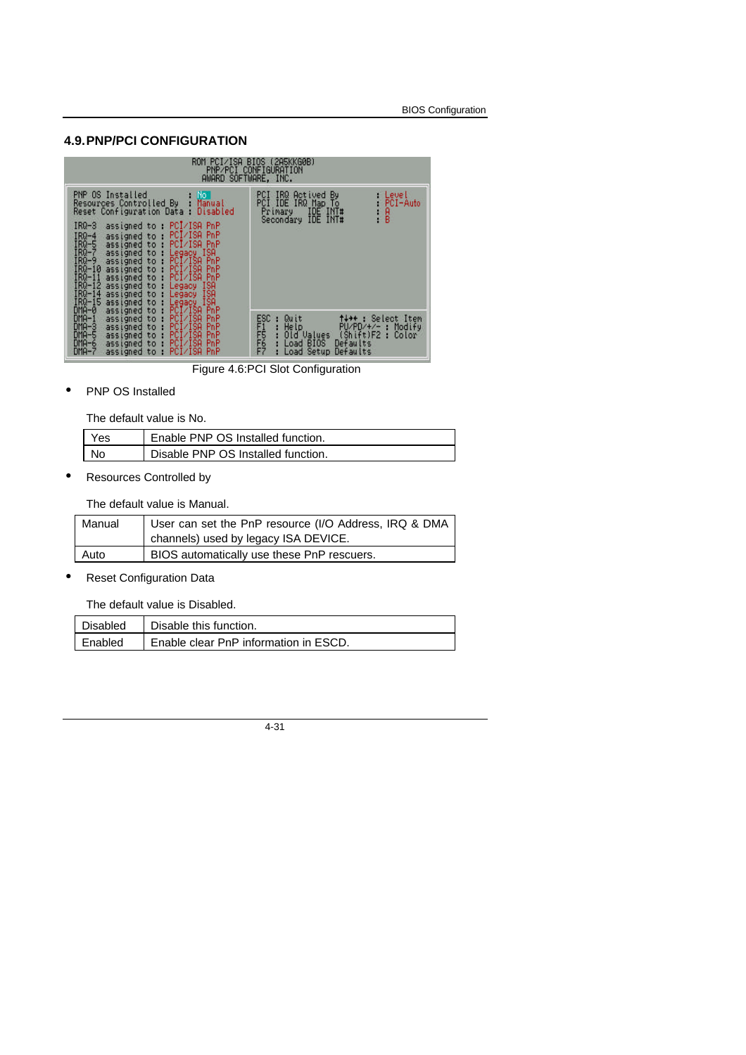## 4.9. PNP/PCI CONFIGURATION

```
ROM PCI/ISA BIOS (2A5KKG0B)
PNP/PCI CONFIGURATION
AWARD SOFTWARE, INC.

PNP OS Installed          : No          PCI IRQ Actived By      : Level
Resources Controlled By   : Manual      PCI IDE IRQ Map To      : PCI-Auto
Reset Configuration Data  : Disabled     Primary   IDE INT#     : A
                                         Secondary IDE INT#     : B
IRQ-3  assigned to : PCI/ISA PnP
IRQ-4  assigned to : PCI/ISA PnP
IRQ-5  assigned to : PCI/ISA PnP
IRQ-7  assigned to : Legacy ISA
IRQ-9  assigned to : PCI/ISA PnP
IRQ-10 assigned to : PCI/ISA PnP
IRQ-11 assigned to : PCI/ISA PnP
IRQ-12 assigned to : Legacy ISA
IRQ-14 assigned to : Legacy ISA
IRQ-15 assigned to : Legacy ISA
DMA-0  assigned to : PCI/ISA PnP
DMA-1  assigned to : PCI/ISA PnP        ESC : Quit       ↑↓→← : Select Item
DMA-3  assigned to : PCI/ISA PnP        F1  : Help       PU/PD/+/- : Modify
DMA-5  assigned to : PCI/ISA PnP        F5  : Old Values (Shift)F2 : Color
DMA-6  assigned to : PCI/ISA PnP        F6  : Load BIOS  Defaults
DMA-7  assigned to : PCI/ISA PnP        F7  : Load Setup Defaults
```

Figure 4.6:PCI Slot Configuration

- PNP OS Installed

The default value is No.

| | |
|---|---|
| Yes | Enable PNP OS Installed function. |
| No | Disable PNP OS Installed function. |

- Resources Controlled by

The default value is Manual.

| | |
|---|---|
| Manual | User can set the PnP resource (I/O Address, IRQ & DMA channels) used by legacy ISA DEVICE. |
| Auto | BIOS automatically use these PnP rescuers. |

- Reset Configuration Data

The default value is Disabled.

| | |
|---|---|
| Disabled | Disable this function. |
| Enabled | Enable clear PnP information in ESCD. |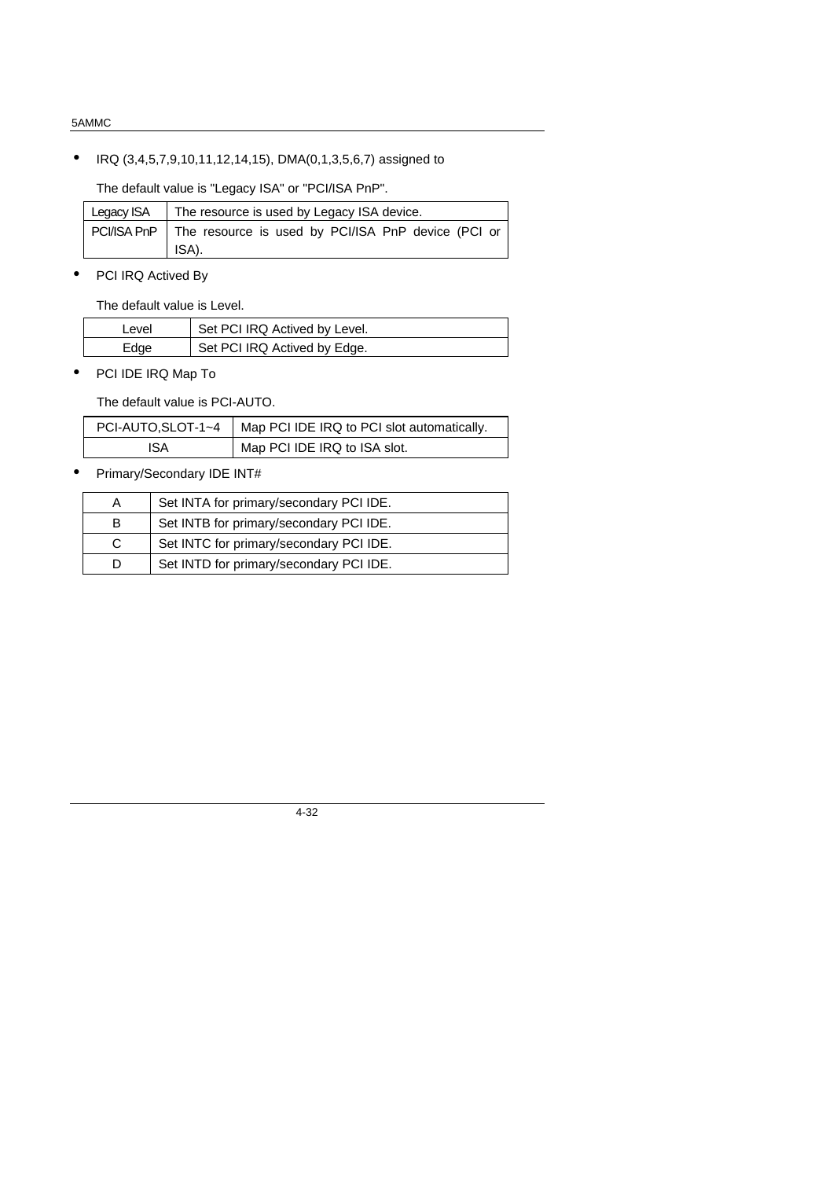- IRQ (3,4,5,7,9,10,11,12,14,15), DMA(0,1,3,5,6,7) assigned to

  The default value is "Legacy ISA" or "PCI/ISA PnP".

| | |
|---|---|
| Legacy ISA | The resource is used by Legacy ISA device. |
| PCI/ISA PnP | The resource is used by PCI/ISA PnP device (PCI or ISA). |

- PCI IRQ Actived By

  The default value is Level.

| | |
|---|---|
| Level | Set PCI IRQ Actived by Level. |
| Edge | Set PCI IRQ Actived by Edge. |

- PCI IDE IRQ Map To

  The default value is PCI-AUTO.

| | |
|---|---|
| PCI-AUTO,SLOT-1~4 | Map PCI IDE IRQ to PCI slot automatically. |
| ISA | Map PCI IDE IRQ to ISA slot. |

- Primary/Secondary IDE INT#

| | |
|---|---|
| A | Set INTA for primary/secondary PCI IDE. |
| B | Set INTB for primary/secondary PCI IDE. |
| C | Set INTC for primary/secondary PCI IDE. |
| D | Set INTD for primary/secondary PCI IDE. |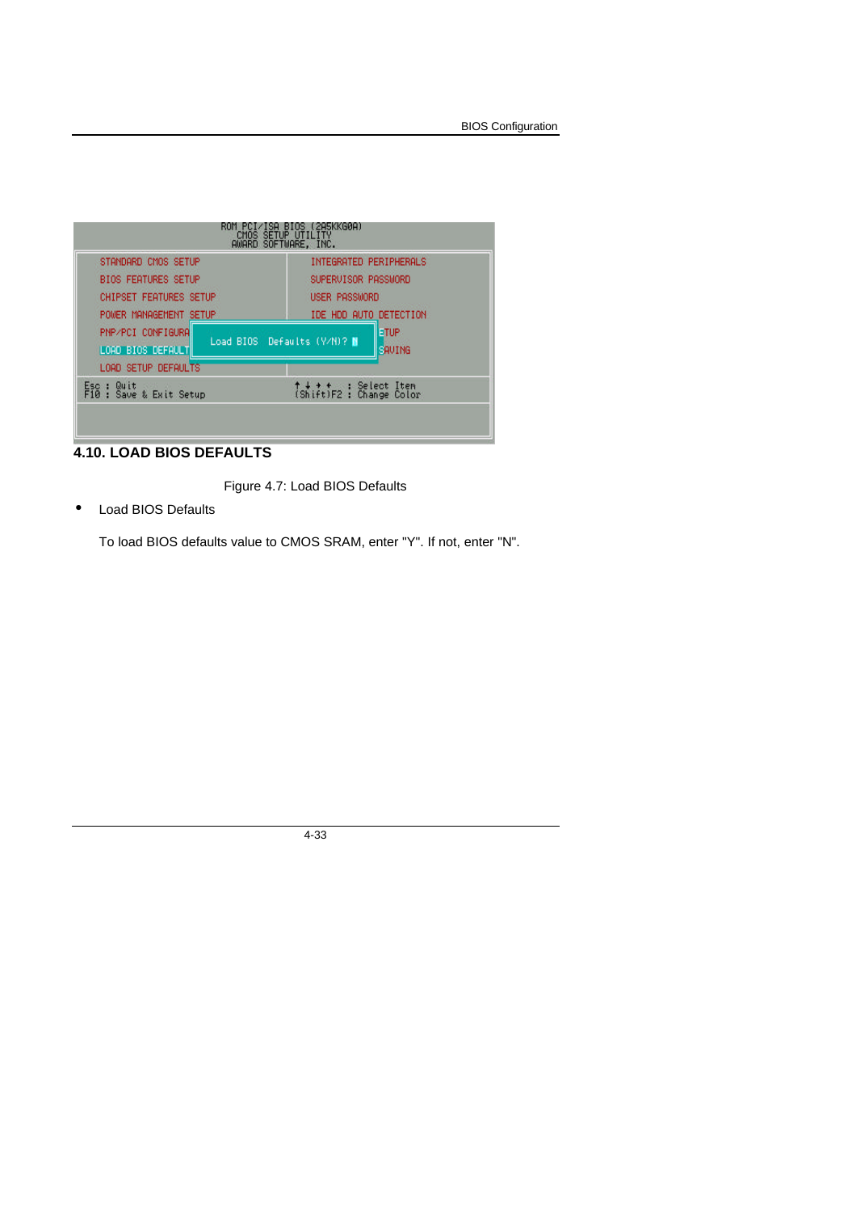## 4.10. LOAD BIOS DEFAULTS

```
ROM PCI/ISA BIOS (2A5KKG0A)
CMOS SETUP UTILITY
AWARD SOFTWARE, INC.

STANDARD CMOS SETUP          INTEGRATED PERIPHERALS
BIOS FEATURES SETUP          SUPERVISOR PASSWORD
CHIPSET FEATURES SETUP       USER PASSWORD
POWER MANAGEMENT SETUP       IDE HDD AUTO DETECTION
PNP/PCI CONFIGURA            ETUP
LOAD BIOS DEFAULT   Load BIOS Defaults (Y/N)?    SAVING
LOAD SETUP DEFAULTS

Esc : Quit                   ↑ ↓ → ←   : Select Item
F10 : Save & Exit Setup      (Shift)F2 : Change Color
```

Figure 4.7: Load BIOS Defaults

- Load BIOS Defaults

  To load BIOS defaults value to CMOS SRAM, enter "Y". If not, enter "N".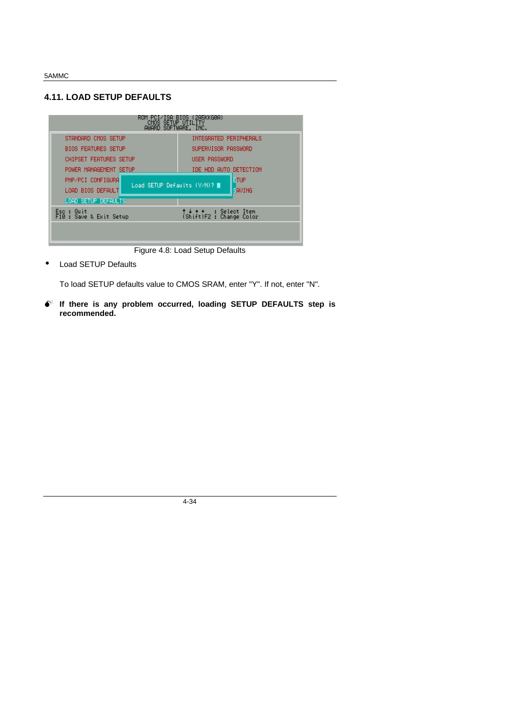## 4.11. LOAD SETUP DEFAULTS

```
ROM PCI/ISA BIOS (2A5KKG0A)
CMOS SETUP UTILITY
AWARD SOFTWARE, INC.

STANDARD CMOS SETUP          INTEGRATED PERIPHERALS
BIOS FEATURES SETUP          SUPERVISOR PASSWORD
CHIPSET FEATURES SETUP       USER PASSWORD
POWER MANAGEMENT SETUP       IDE HDD AUTO DETECTION
PNP/PCI CONFIGURA            ETUP
LOAD BIOS DEFAULT            SAVING
LOAD SETUP DEFAULTS
        Load SETUP Defaults (Y/N)? N

Esc : Quit                   ↑ ↓ → ←   : Select Item
F10 : Save & Exit Setup      (Shift)F2 : Change Color
```

Figure 4.8: Load Setup Defaults

- Load SETUP Defaults

  To load SETUP defaults value to CMOS SRAM, enter "Y". If not, enter "N".

**If there is any problem occurred, loading SETUP DEFAULTS step is recommended.**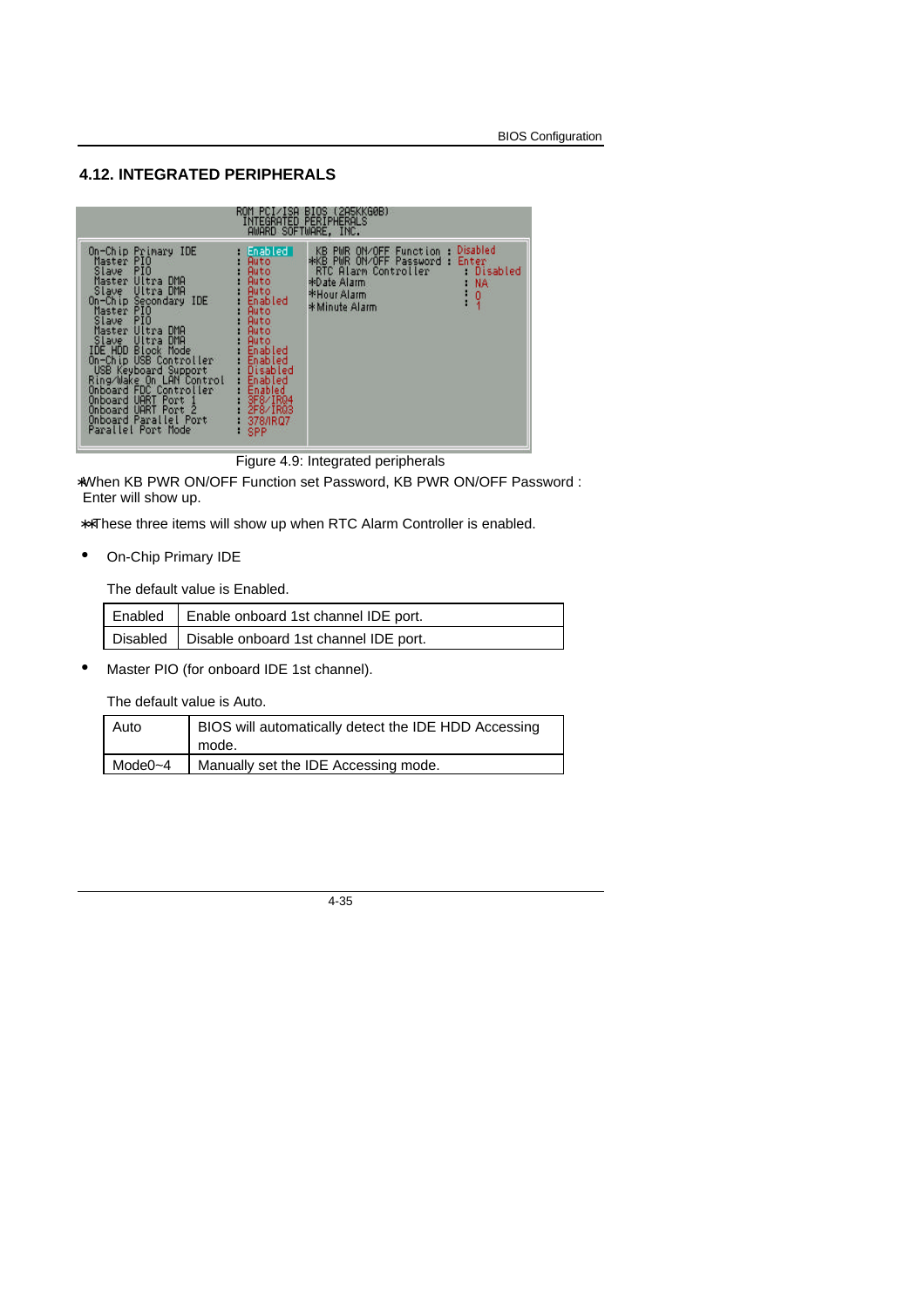## 4.12. INTEGRATED PERIPHERALS

```
                    ROM PCI/ISA BIOS (2A5KKG0B)
                      INTEGRATED PERIPHERALS
                        AWARD SOFTWARE, INC.

On-Chip Primary IDE        : Enabled     KB PWR ON/OFF Function : Disabled
  Master PIO               : Auto       *KB PWR ON/OFF Password : Enter
  Slave  PIO               : Auto        RTC Alarm Controller     : Disabled
  Master Ultra DMA         : Auto       *Date Alarm               : NA
  Slave  Ultra DMA         : Auto       *Hour Alarm               : 0
On-Chip Secondary IDE      : Enabled    *Minute Alarm             : 1
  Master PIO               : Auto
  Slave  PIO               : Auto
  Master Ultra DMA         : Auto
  Slave  Ultra DMA         : Auto
IDE HDD Block Mode         : Enabled
On-Chip USB Controller     : Enabled
  USB Keyboard Support     : Disabled
Ring/Wake On LAN Control   : Enabled
Onboard FDC Controller     : Enabled
Onboard UART Port 1        : 3F8/IRQ4
Onboard UART Port 2        : 2F8/IRQ3
Onboard Parallel Port      : 378/IRQ7
Parallel Port Mode         : SPP
```

Figure 4.9: Integrated peripherals

*When KB PWR ON/OFF Function set Password, KB PWR ON/OFF Password : Enter will show up.

**These three items will show up when RTC Alarm Controller is enabled.

- On-Chip Primary IDE

  The default value is Enabled.

| | |
|---|---|
| Enabled | Enable onboard 1st channel IDE port. |
| Disabled | Disable onboard 1st channel IDE port. |

- Master PIO (for onboard IDE 1st channel).

  The default value is Auto.

| | |
|---|---|
| Auto | BIOS will automatically detect the IDE HDD Accessing mode. |
| Mode0~4 | Manually set the IDE Accessing mode. |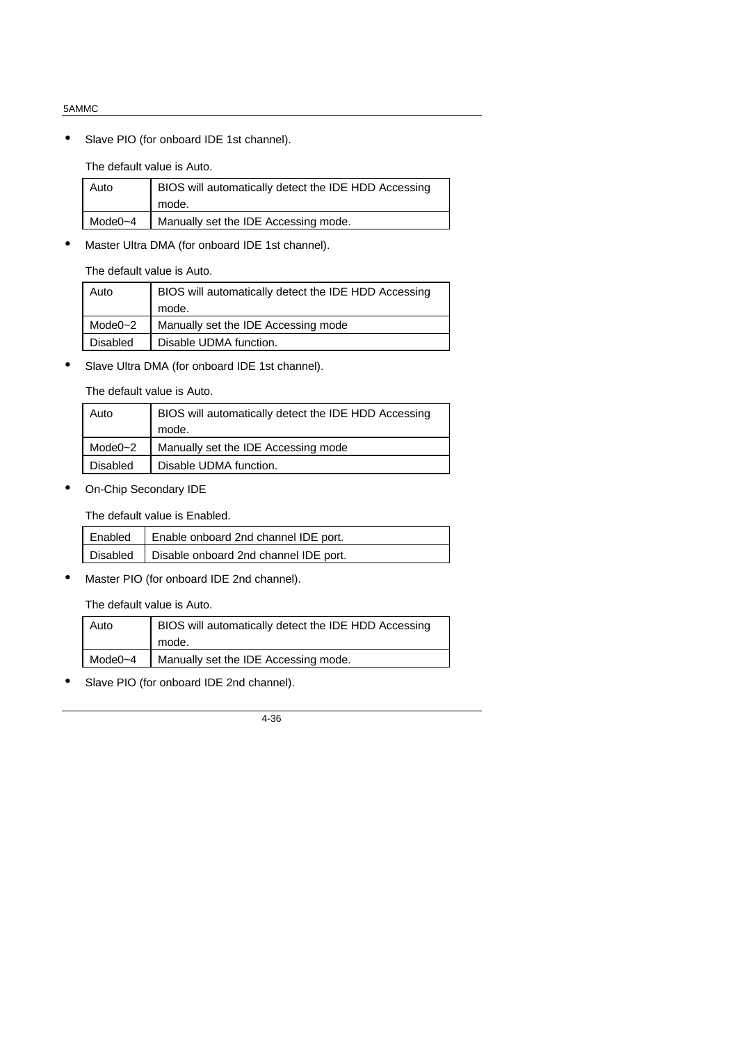- Slave PIO (for onboard IDE 1st channel).

  The default value is Auto.

| | |
|---|---|
| Auto | BIOS will automatically detect the IDE HDD Accessing mode. |
| Mode0~4 | Manually set the IDE Accessing mode. |

- Master Ultra DMA (for onboard IDE 1st channel).

  The default value is Auto.

| | |
|---|---|
| Auto | BIOS will automatically detect the IDE HDD Accessing mode. |
| Mode0~2 | Manually set the IDE Accessing mode |
| Disabled | Disable UDMA function. |

- Slave Ultra DMA (for onboard IDE 1st channel).

  The default value is Auto.

| | |
|---|---|
| Auto | BIOS will automatically detect the IDE HDD Accessing mode. |
| Mode0~2 | Manually set the IDE Accessing mode |
| Disabled | Disable UDMA function. |

- On-Chip Secondary IDE

  The default value is Enabled.

| | |
|---|---|
| Enabled | Enable onboard 2nd channel IDE port. |
| Disabled | Disable onboard 2nd channel IDE port. |

- Master PIO (for onboard IDE 2nd channel).

  The default value is Auto.

| | |
|---|---|
| Auto | BIOS will automatically detect the IDE HDD Accessing mode. |
| Mode0~4 | Manually set the IDE Accessing mode. |

- Slave PIO (for onboard IDE 2nd channel).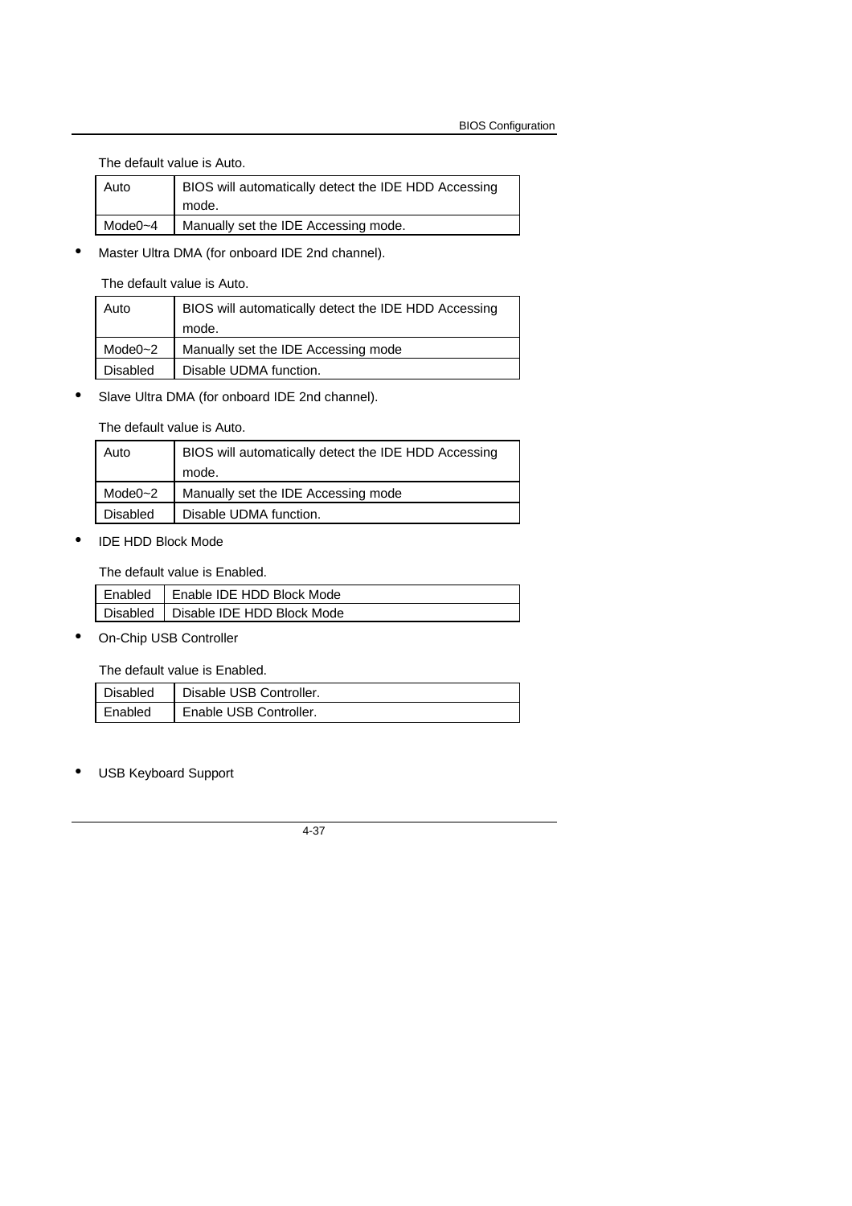The default value is Auto.

| | |
|---|---|
| Auto | BIOS will automatically detect the IDE HDD Accessing mode. |
| Mode0~4 | Manually set the IDE Accessing mode. |

- Master Ultra DMA (for onboard IDE 2nd channel).

The default value is Auto.

| | |
|---|---|
| Auto | BIOS will automatically detect the IDE HDD Accessing mode. |
| Mode0~2 | Manually set the IDE Accessing mode |
| Disabled | Disable UDMA function. |

- Slave Ultra DMA (for onboard IDE 2nd channel).

The default value is Auto.

| | |
|---|---|
| Auto | BIOS will automatically detect the IDE HDD Accessing mode. |
| Mode0~2 | Manually set the IDE Accessing mode |
| Disabled | Disable UDMA function. |

- IDE HDD Block Mode

The default value is Enabled.

| | |
|---|---|
| Enabled | Enable IDE HDD Block Mode |
| Disabled | Disable IDE HDD Block Mode |

- On-Chip USB Controller

The default value is Enabled.

| | |
|---|---|
| Disabled | Disable USB Controller. |
| Enabled | Enable USB Controller. |

- USB Keyboard Support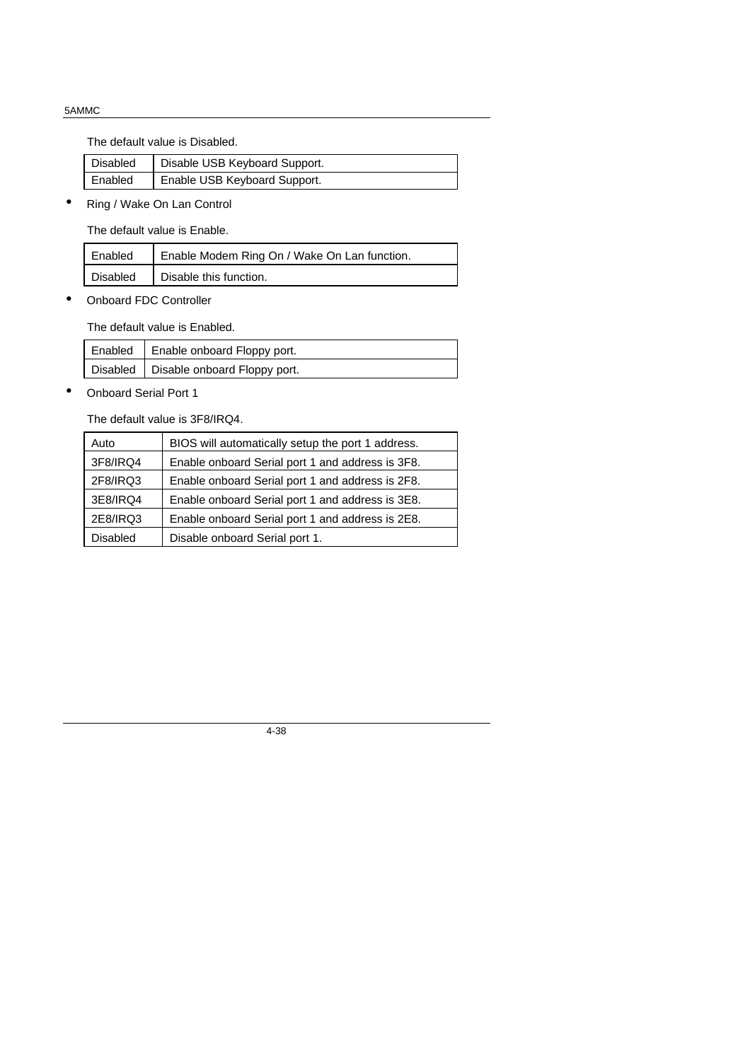The default value is Disabled.

| | |
|---|---|
| Disabled | Disable USB Keyboard Support. |
| Enabled | Enable USB Keyboard Support. |

- Ring / Wake On Lan Control

The default value is Enable.

| | |
|---|---|
| Enabled | Enable Modem Ring On / Wake On Lan function. |
| Disabled | Disable this function. |

- Onboard FDC Controller

The default value is Enabled.

| | |
|---|---|
| Enabled | Enable onboard Floppy port. |
| Disabled | Disable onboard Floppy port. |

- Onboard Serial Port 1

The default value is 3F8/IRQ4.

| | |
|---|---|
| Auto | BIOS will automatically setup the port 1 address. |
| 3F8/IRQ4 | Enable onboard Serial port 1 and address is 3F8. |
| 2F8/IRQ3 | Enable onboard Serial port 1 and address is 2F8. |
| 3E8/IRQ4 | Enable onboard Serial port 1 and address is 3E8. |
| 2E8/IRQ3 | Enable onboard Serial port 1 and address is 2E8. |
| Disabled | Disable onboard Serial port 1. |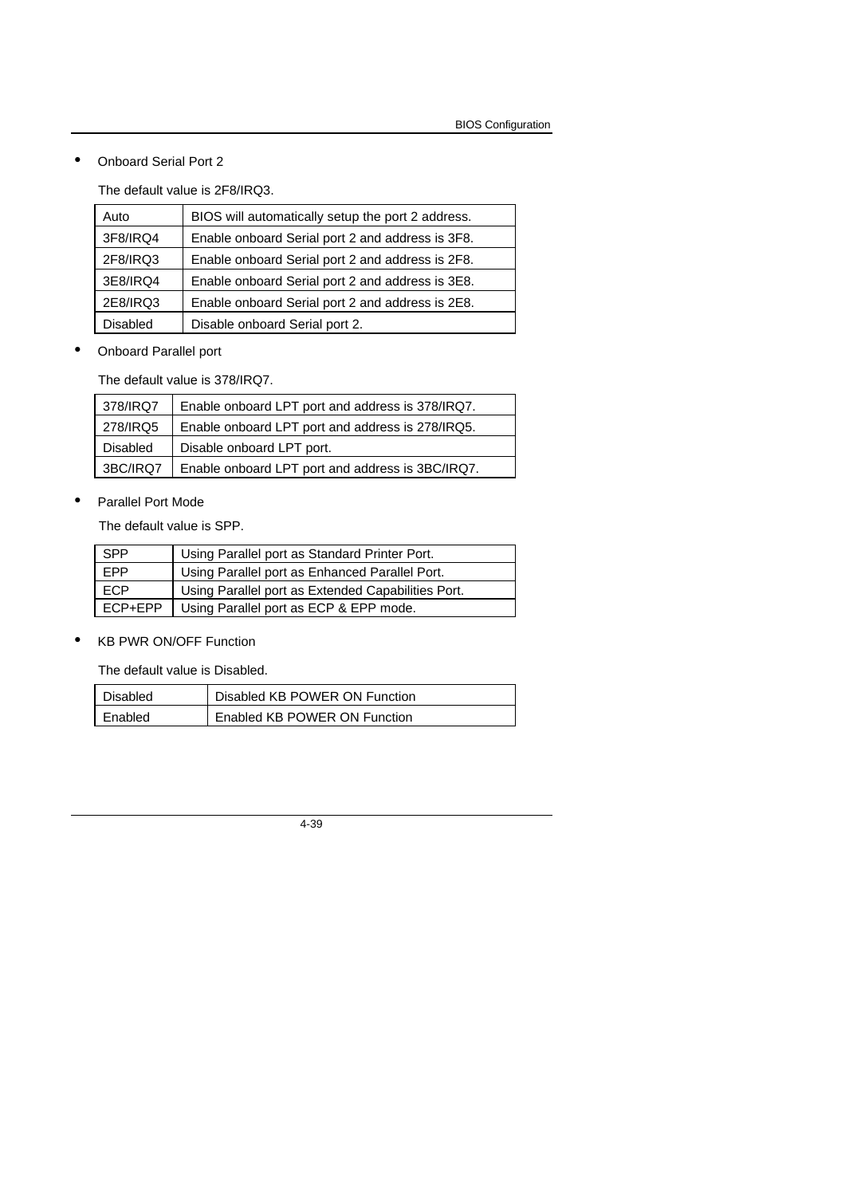- Onboard Serial Port 2

The default value is 2F8/IRQ3.

| | |
|---|---|
| Auto | BIOS will automatically setup the port 2 address. |
| 3F8/IRQ4 | Enable onboard Serial port 2 and address is 3F8. |
| 2F8/IRQ3 | Enable onboard Serial port 2 and address is 2F8. |
| 3E8/IRQ4 | Enable onboard Serial port 2 and address is 3E8. |
| 2E8/IRQ3 | Enable onboard Serial port 2 and address is 2E8. |
| Disabled | Disable onboard Serial port 2. |

- Onboard Parallel port

The default value is 378/IRQ7.

| | |
|---|---|
| 378/IRQ7 | Enable onboard LPT port and address is 378/IRQ7. |
| 278/IRQ5 | Enable onboard LPT port and address is 278/IRQ5. |
| Disabled | Disable onboard LPT port. |
| 3BC/IRQ7 | Enable onboard LPT port and address is 3BC/IRQ7. |

- Parallel Port Mode

The default value is SPP.

| | |
|---|---|
| SPP | Using Parallel port as Standard Printer Port. |
| EPP | Using Parallel port as Enhanced Parallel Port. |
| ECP | Using Parallel port as Extended Capabilities Port. |
| ECP+EPP | Using Parallel port as ECP & EPP mode. |

- KB PWR ON/OFF Function

The default value is Disabled.

| | |
|---|---|
| Disabled | Disabled KB POWER ON Function |
| Enabled | Enabled KB POWER ON Function |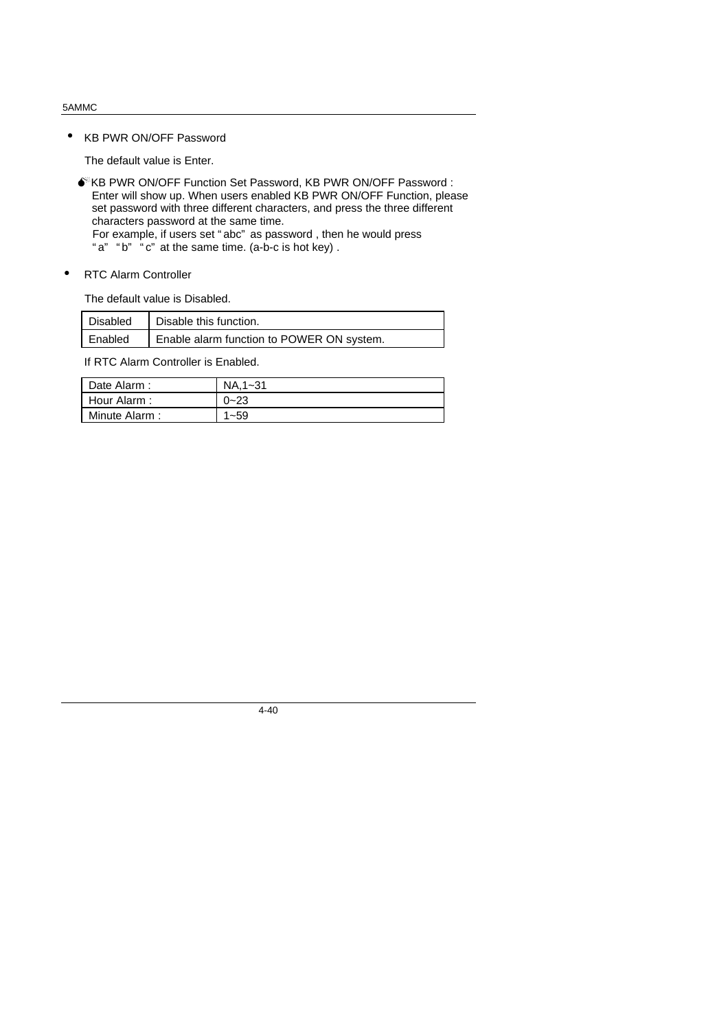- KB PWR ON/OFF Password

The default value is Enter.

KB PWR ON/OFF Function Set Password, KB PWR ON/OFF Password : Enter will show up. When users enabled KB PWR ON/OFF Function, please set password with three different characters, and press the three different characters password at the same time.
For example, if users set "abc" as password , then he would press "a" "b" "c" at the same time. (a-b-c is hot key) .

- RTC Alarm Controller

The default value is Disabled.

| | |
|---|---|
| Disabled | Disable this function. |
| Enabled | Enable alarm function to POWER ON system. |

If RTC Alarm Controller is Enabled.

| | |
|---|---|
| Date Alarm : | NA,1~31 |
| Hour Alarm : | 0~23 |
| Minute Alarm : | 1~59 |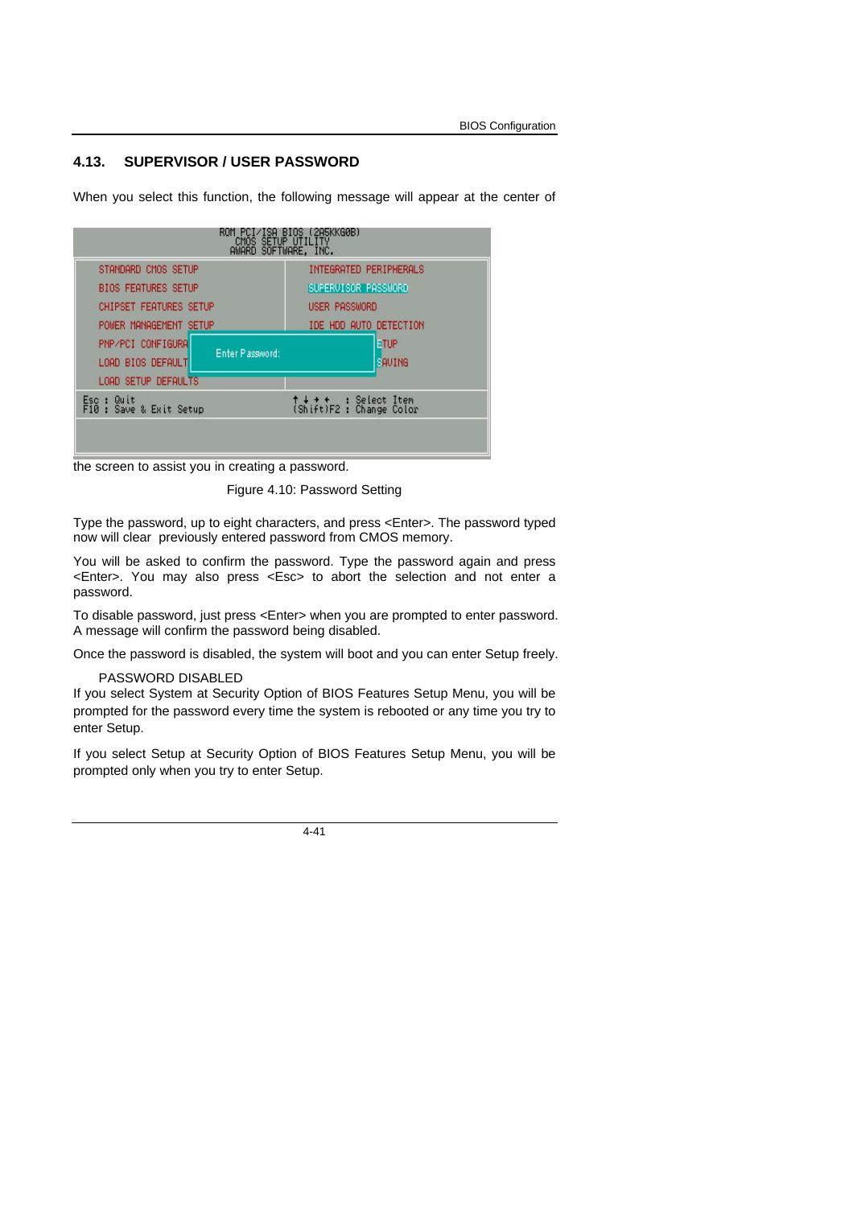## 4.13. SUPERVISOR / USER PASSWORD

When you select this function, the following message will appear at the center of

```
ROM PCI/ISA BIOS (2A5KKG0B)
CMOS SETUP UTILITY
AWARD SOFTWARE, INC.

STANDARD CMOS SETUP          INTEGRATED PERIPHERALS
BIOS FEATURES SETUP          SUPERVISOR PASSWORD
CHIPSET FEATURES SETUP       USER PASSWORD
POWER MANAGEMENT SETUP       IDE HDD AUTO DETECTION
PNP/PCI CONFIGURA   Enter Password:   ETUP
LOAD BIOS DEFAULT                     SAVING
LOAD SETUP DEFAULTS

Esc : Quit                   ↑ ↓ → ←   : Select Item
F10 : Save & Exit Setup      (Shift)F2 : Change Color
```

the screen to assist you in creating a password.

Figure 4.10: Password Setting

Type the password, up to eight characters, and press <Enter>. The password typed now will clear previously entered password from CMOS memory.

You will be asked to confirm the password. Type the password again and press <Enter>. You may also press <Esc> to abort the selection and not enter a password.

To disable password, just press <Enter> when you are prompted to enter password. A message will confirm the password being disabled.

Once the password is disabled, the system will boot and you can enter Setup freely.

PASSWORD DISABLED

If you select System at Security Option of BIOS Features Setup Menu, you will be prompted for the password every time the system is rebooted or any time you try to enter Setup.

If you select Setup at Security Option of BIOS Features Setup Menu, you will be prompted only when you try to enter Setup.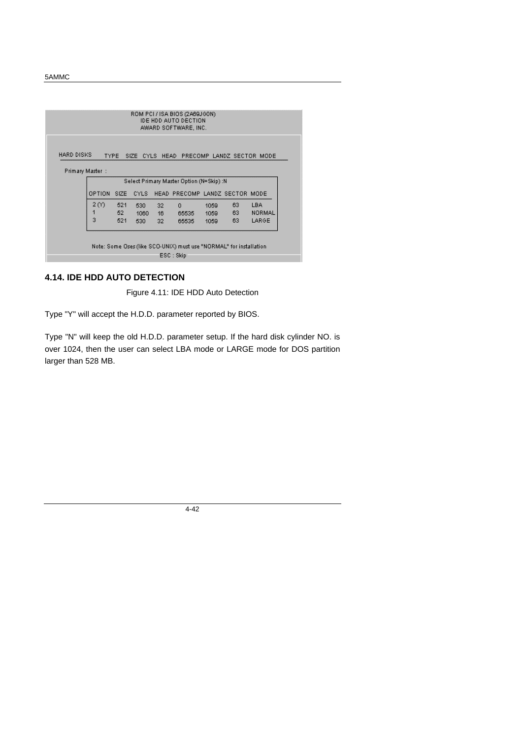ROM PCI / ISA BIOS (2A69JG0N)
IDE HDD AUTO DECTION
AWARD SOFTWARE, INC.

| HARD DISKS | TYPE | SIZE | CYLS | HEAD | PRECOMP | LANDZ | SECTOR | MODE |
|---|---|---|---|---|---|---|---|---|

Primary Master :

Select Primary Master Option (N=Skip) :N

| OPTION | SIZE | CYLS | HEAD | PRECOMP | LANDZ | SECTOR | MODE |
|---|---|---|---|---|---|---|---|
| 2 (Y) | 521 | 530 | 32 | 0 | 1059 | 63 | LBA |
| 1 | 52 | 1060 | 16 | 65535 | 1059 | 63 | NORMAL |
| 3 | 521 | 530 | 32 | 65535 | 1059 | 63 | LARGE |

Note: Some Oses (like SCO-UNIX) must use "NORMAL" for installation

ESC : Skip

## 4.14. IDE HDD AUTO DETECTION

Figure 4.11: IDE HDD Auto Detection

Type "Y" will accept the H.D.D. parameter reported by BIOS.

Type "N" will keep the old H.D.D. parameter setup. If the hard disk cylinder NO. is over 1024, then the user can select LBA mode or LARGE mode for DOS partition larger than 528 MB.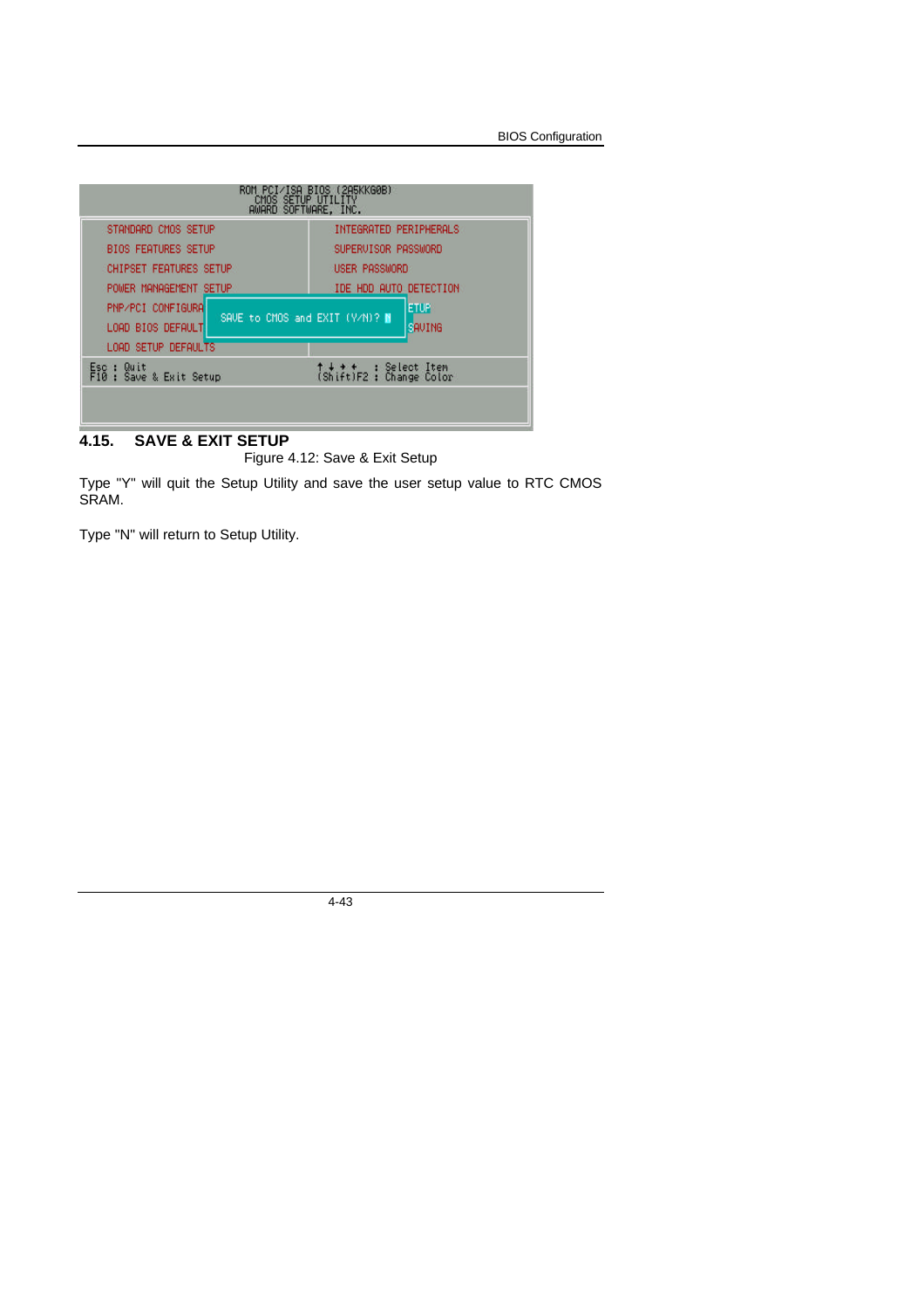## 4.15. SAVE & EXIT SETUP

Figure 4.12: Save & Exit Setup

Type "Y" will quit the Setup Utility and save the user setup value to RTC CMOS SRAM.

Type "N" will return to Setup Utility.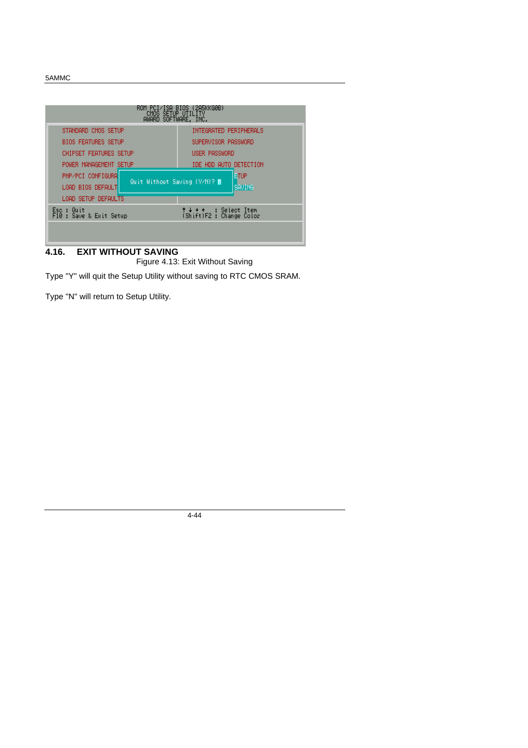## 4.16. EXIT WITHOUT SAVING

Figure 4.13: Exit Without Saving

Type "Y" will quit the Setup Utility without saving to RTC CMOS SRAM.

Type "N" will return to Setup Utility.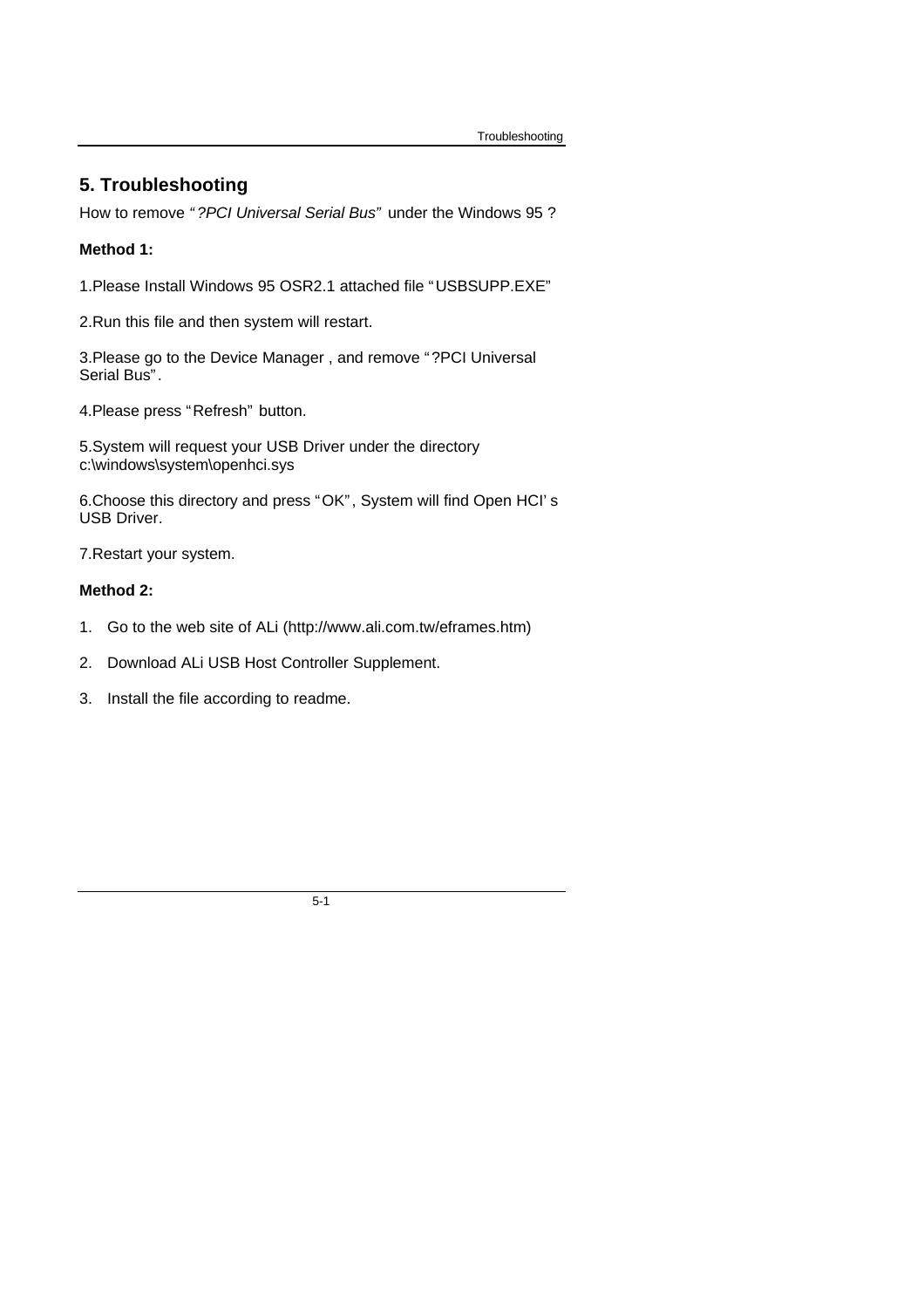# 5. Troubleshooting

How to remove *"?PCI Universal Serial Bus"* under the Windows 95 ?

**Method 1:**

1.Please Install Windows 95 OSR2.1 attached file "USBSUPP.EXE"

2.Run this file and then system will restart.

3.Please go to the Device Manager , and remove "?PCI Universal Serial Bus".

4.Please press "Refresh" button.

5.System will request your USB Driver under the directory c:\windows\system\openhci.sys

6.Choose this directory and press "OK", System will find Open HCI' s USB Driver.

7.Restart your system.

**Method 2:**

1. Go to the web site of ALi (http://www.ali.com.tw/eframes.htm)
2. Download ALi USB Host Controller Supplement.
3. Install the file according to readme.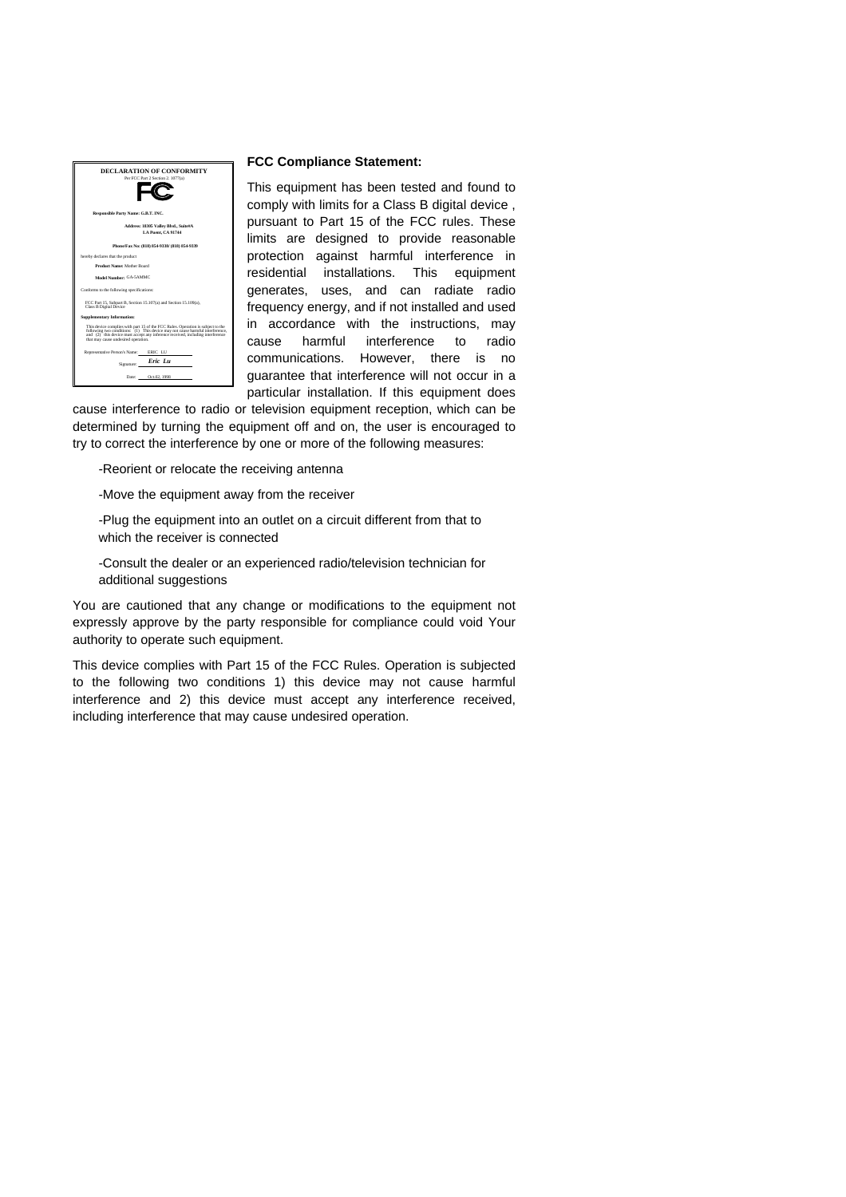**DECLARATION OF CONFORMITY**

Per FCC Part 2 Section 2. 1077(a)

**Responsible Party Name: G.B.T. INC.**

**Address: 18305 Valley Blvd., Suite#A**
**LA Puent, CA 91744**

**Phone/Fax No: (818) 854-9338/ (818) 854-9339**

hereby declares that the product

**Product Name:** Mother Board

**Model Number:** GA-5AMMC

Conforms to the following specifications:

FCC Part 15, Subpart B, Section 15.107(a) and Section 15.109(a), Class B Digital Device

**Supplementary Information:**

This device complies with part 15 of the FCC Rules. Operation is subject to the following two conditions: (1) This device may not cause harmful interference, and (2) this device must accept any inference received, including interference that may cause undesired operation.

Representative Person's Name: ERIC LU

Signature: *Eric Lu*

Date: Oct.02, 1998

### FCC Compliance Statement:

This equipment has been tested and found to comply with limits for a Class B digital device , pursuant to Part 15 of the FCC rules. These limits are designed to provide reasonable protection against harmful interference in residential installations. This equipment generates, uses, and can radiate radio frequency energy, and if not installed and used in accordance with the instructions, may cause harmful interference to radio communications. However, there is no guarantee that interference will not occur in a particular installation. If this equipment does cause interference to radio or television equipment reception, which can be determined by turning the equipment off and on, the user is encouraged to try to correct the interference by one or more of the following measures:

-Reorient or relocate the receiving antenna

-Move the equipment away from the receiver

-Plug the equipment into an outlet on a circuit different from that to which the receiver is connected

-Consult the dealer or an experienced radio/television technician for additional suggestions

You are cautioned that any change or modifications to the equipment not expressly approve by the party responsible for compliance could void Your authority to operate such equipment.

This device complies with Part 15 of the FCC Rules. Operation is subjected to the following two conditions 1) this device may not cause harmful interference and 2) this device must accept any interference received, including interference that may cause undesired operation.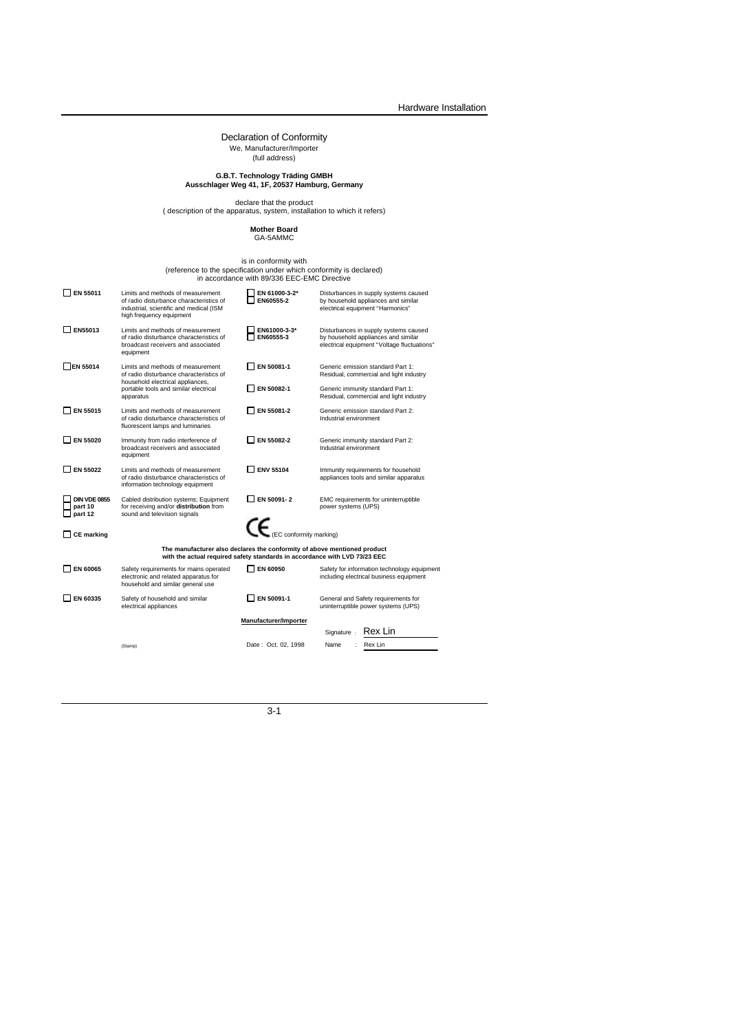# Declaration of Conformity

We, Manufacturer/Importer
(full address)

**G.B.T. Technology Träding GMBH**
**Ausschlager Weg 41, 1F, 20537 Hamburg, Germany**

declare that the product
( description of the apparatus, system, installation to which it refers)

**Mother Board**
GA-5AMMC

is in conformity with
(reference to the specification under which conformity is declared)
in accordance with 89/336 EEC-EMC Directive

| | | | |
|---|---|---|---|
| ☐ **EN 55011** | Limits and methods of measurement of radio disturbance characteristics of industrial, scientific and medical (ISM high frequency equipment | ☐ **EN 61000-3-2*** ☐ **EN60555-2** | Disturbances in supply systems caused by household appliances and similar electrical equipment "Harmonics" |
| ☐ **EN55013** | Limits and methods of measurement of radio disturbance characteristics of broadcast receivers and associated equipment | ☐ **EN61000-3-3*** ☐ **EN60555-3** | Disturbances in supply systems caused by household appliances and similar electrical equipment "Voltage fluctuations" |
| ☐ **EN 55014** | Limits and methods of measurement of radio disturbance characteristics of household electrical appliances, portable tools and similar electrical apparatus | ☐ **EN 50081-1** | Generic emission standard Part 1: Residual, commercial and light industry |
| | | ☐ **EN 50082-1** | Generic immunity standard Part 1: Residual, commercial and light industry |
| ☐ **EN 55015** | Limits and methods of measurement of radio disturbance characteristics of fluorescent lamps and luminaries | ☐ **EN 55081-2** | Generic emission standard Part 2: Industrial environment |
| ☐ **EN 55020** | Immunity from radio interference of broadcast receivers and associated equipment | ☐ **EN 55082-2** | Generic immunity standard Part 2: Industrial environment |
| ☐ **EN 55022** | Limits and methods of measurement of radio disturbance characteristics of information technology equipment | ☐ **ENV 55104** | Immunity requirements for household appliances tools and similar apparatus |
| ☐ **DIN VDE 0855** ☐ **part 10** ☐ **part 12** | Cabled distribution systems; Equipment for receiving and/or **distribution** from sound and television signals | ☐ **EN 50091- 2** | EMC requirements for uninterruptible power systems (UPS) |
| ☐ **CE marking** | | CE (EC conformity marking) | |

**The manufacturer also declares the conformity of above mentioned product with the actual required safety standards in accordance with LVD 73/23 EEC**

| | | | |
|---|---|---|---|
| ☐ **EN 60065** | Safety requirements for mains operated electronic and related apparatus for household and similar general use | ☐ **EN 60950** | Safety for information technology equipment including electrical business equipment |
| ☐ **EN 60335** | Safety of household and similar electrical appliances | ☐ **EN 50091-1** | General and Safety requirements for uninterruptible power systems (UPS) |

**Manufacturer/Importer**

Signature : Rex Lin

(Stamp) Date : Oct. 02, 1998 Name : Rex Lin